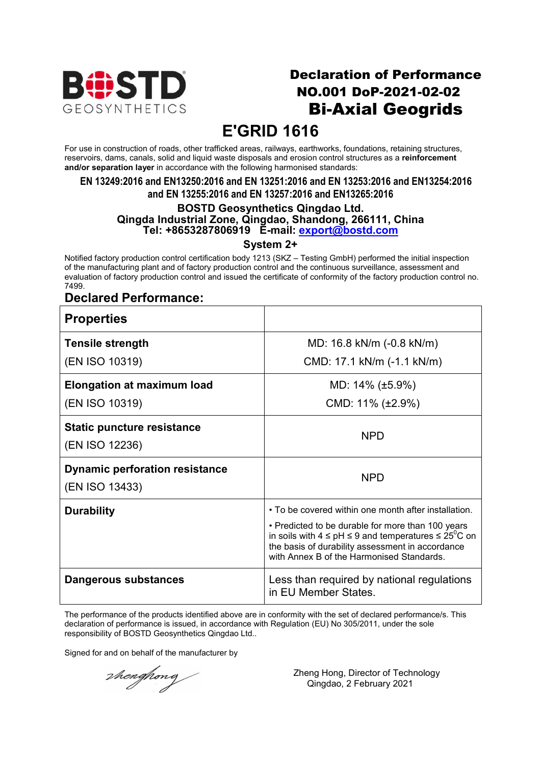BOSTD GEOSYNTHETICS

# Declaration of Performance
## NO.001 DoP-2021-02-02
## Bi-Axial Geogrids

# E'GRID 1616

For use in construction of roads, other trafficked areas, railways, earthworks, foundations, retaining structures, reservoirs, dams, canals, solid and liquid waste disposals and erosion control structures as a **reinforcement and/or separation layer** in accordance with the following harmonised standards:

**EN 13249:2016 and EN13250:2016 and EN 13251:2016 and EN 13253:2016 and EN13254:2016 and EN 13255:2016 and EN 13257:2016 and EN13265:2016**

**BOSTD Geosynthetics Qingdao Ltd.**
**Qingda Industrial Zone, Qingdao, Shandong, 266111, China**
**Tel: +8653287806919 E-mail: export@bostd.com**

**System 2+**

Notified factory production control certification body 1213 (SKZ – Testing GmbH) performed the initial inspection of the manufacturing plant and of factory production control and the continuous surveillance, assessment and evaluation of factory production control and issued the certificate of conformity of the factory production control no. 7499.

## Declared Performance:

| **Properties** | |
|---|---|
| **Tensile strength** (EN ISO 10319) | MD: 16.8 kN/m (-0.8 kN/m)<br>CMD: 17.1 kN/m (-1.1 kN/m) |
| **Elongation at maximum load** (EN ISO 10319) | MD: 14% (±5.9%)<br>CMD: 11% (±2.9%) |
| **Static puncture resistance** (EN ISO 12236) | NPD |
| **Dynamic perforation resistance** (EN ISO 13433) | NPD |
| **Durability** | • To be covered within one month after installation.<br>• Predicted to be durable for more than 100 years in soils with $4 \le pH \le 9$ and temperatures $\le 25^0$C on the basis of durability assessment in accordance with Annex B of the Harmonised Standards. |
| **Dangerous substances** | Less than required by national regulations in EU Member States. |

The performance of the products identified above are in conformity with the set of declared performance/s. This declaration of performance is issued, in accordance with Regulation (EU) No 305/2011, under the sole responsibility of BOSTD Geosynthetics Qingdao Ltd..

Signed for and on behalf of the manufacturer by

zhenghong

Zheng Hong, Director of Technology
Qingdao, 2 February 2021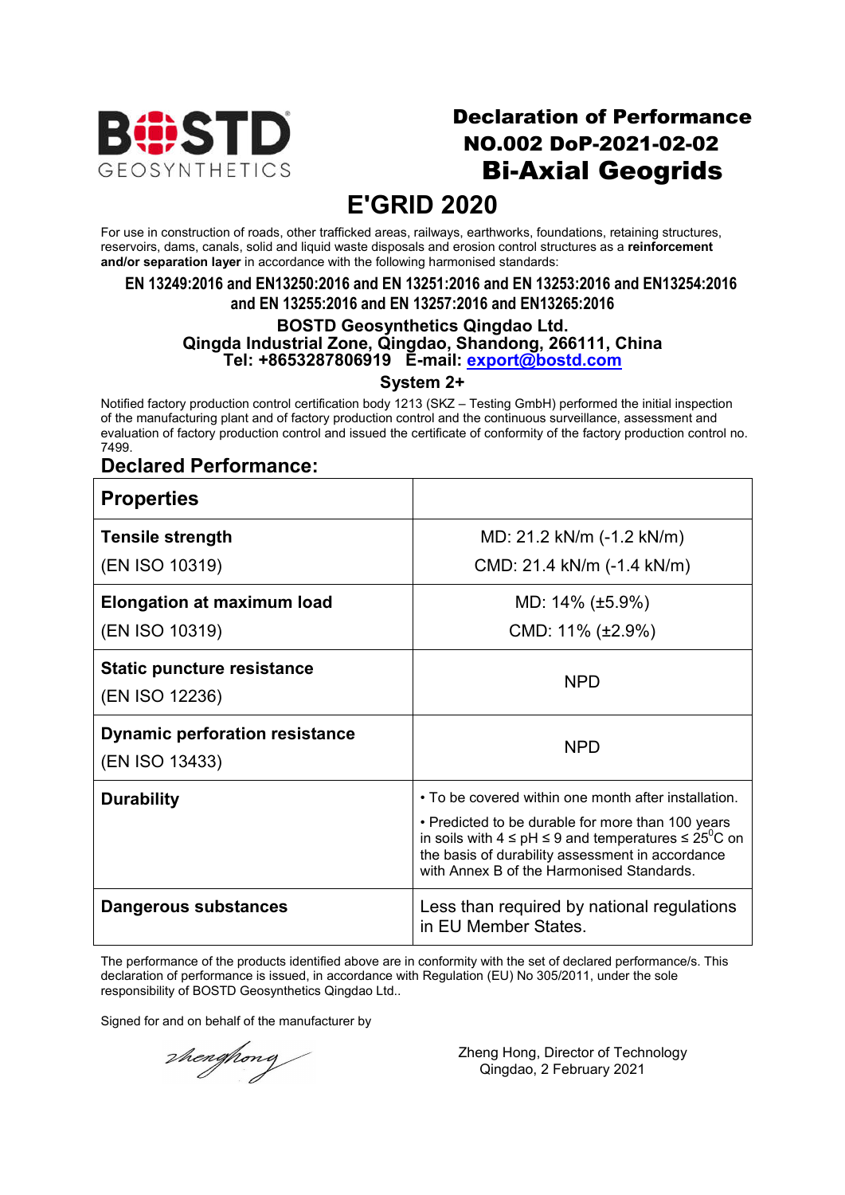BOSTD GEOSYNTHETICS

# Declaration of Performance
## NO.002 DoP-2021-02-02
## Bi-Axial Geogrids

# E'GRID 2020

For use in construction of roads, other trafficked areas, railways, earthworks, foundations, retaining structures, reservoirs, dams, canals, solid and liquid waste disposals and erosion control structures as a **reinforcement and/or separation layer** in accordance with the following harmonised standards:

**EN 13249:2016 and EN13250:2016 and EN 13251:2016 and EN 13253:2016 and EN13254:2016 and EN 13255:2016 and EN 13257:2016 and EN13265:2016**

**BOSTD Geosynthetics Qingdao Ltd.**
**Qingda Industrial Zone, Qingdao, Shandong, 266111, China**
**Tel: +8653287806919 E-mail: export@bostd.com**

**System 2+**

Notified factory production control certification body 1213 (SKZ – Testing GmbH) performed the initial inspection of the manufacturing plant and of factory production control and the continuous surveillance, assessment and evaluation of factory production control and issued the certificate of conformity of the factory production control no. 7499.

## Declared Performance:

| **Properties** | |
|---|---|
| **Tensile strength** (EN ISO 10319) | MD: 21.2 kN/m (-1.2 kN/m)<br>CMD: 21.4 kN/m (-1.4 kN/m) |
| **Elongation at maximum load** (EN ISO 10319) | MD: 14% (±5.9%)<br>CMD: 11% (±2.9%) |
| **Static puncture resistance** (EN ISO 12236) | NPD |
| **Dynamic perforation resistance** (EN ISO 13433) | NPD |
| **Durability** | • To be covered within one month after installation.<br>• Predicted to be durable for more than 100 years in soils with $4 \leq pH \leq 9$ and temperatures ≤ 25°C on the basis of durability assessment in accordance with Annex B of the Harmonised Standards. |
| **Dangerous substances** | Less than required by national regulations in EU Member States. |

The performance of the products identified above are in conformity with the set of declared performance/s. This declaration of performance is issued, in accordance with Regulation (EU) No 305/2011, under the sole responsibility of BOSTD Geosynthetics Qingdao Ltd..

Signed for and on behalf of the manufacturer by

Zheng Hong, Director of Technology
Qingdao, 2 February 2021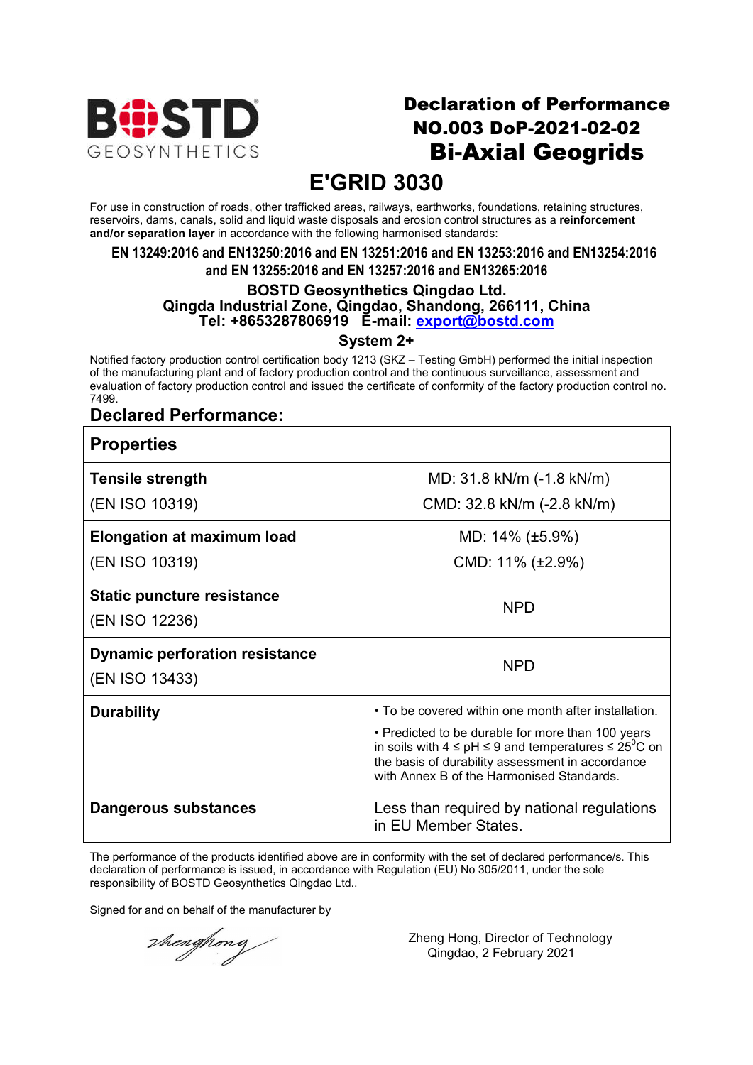# Declaration of Performance

## NO.003 DoP-2021-02-02

## Bi-Axial Geogrids

# E'GRID 3030

For use in construction of roads, other trafficked areas, railways, earthworks, foundations, retaining structures, reservoirs, dams, canals, solid and liquid waste disposals and erosion control structures as a **reinforcement and/or separation layer** in accordance with the following harmonised standards:

**EN 13249:2016 and EN13250:2016 and EN 13251:2016 and EN 13253:2016 and EN13254:2016 and EN 13255:2016 and EN 13257:2016 and EN13265:2016**

**BOSTD Geosynthetics Qingdao Ltd.**
**Qingda Industrial Zone, Qingdao, Shandong, 266111, China**
**Tel: +8653287806919 E-mail: export@bostd.com**

**System 2+**

Notified factory production control certification body 1213 (SKZ – Testing GmbH) performed the initial inspection of the manufacturing plant and of factory production control and the continuous surveillance, assessment and evaluation of factory production control and issued the certificate of conformity of the factory production control no. 7499.

## Declared Performance:

| **Properties** | |
|---|---|
| **Tensile strength** (EN ISO 10319) | MD: 31.8 kN/m (-1.8 kN/m)<br>CMD: 32.8 kN/m (-2.8 kN/m) |
| **Elongation at maximum load** (EN ISO 10319) | MD: 14% (±5.9%)<br>CMD: 11% (±2.9%) |
| **Static puncture resistance** (EN ISO 12236) | NPD |
| **Dynamic perforation resistance** (EN ISO 13433) | NPD |
| **Durability** | • To be covered within one month after installation.<br>• Predicted to be durable for more than 100 years in soils with $4 \le pH \le 9$ and temperatures $\le 25^0C$ on the basis of durability assessment in accordance with Annex B of the Harmonised Standards. |
| **Dangerous substances** | Less than required by national regulations in EU Member States. |

The performance of the products identified above are in conformity with the set of declared performance/s. This declaration of performance is issued, in accordance with Regulation (EU) No 305/2011, under the sole responsibility of BOSTD Geosynthetics Qingdao Ltd..

Signed for and on behalf of the manufacturer by

zhenghong

Zheng Hong, Director of Technology
Qingdao, 2 February 2021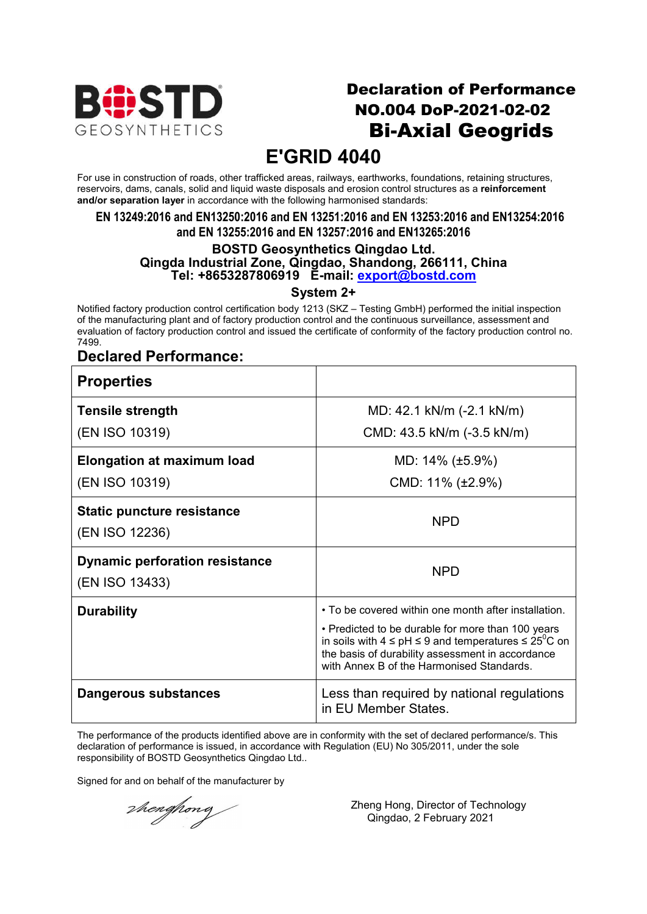BOSTD GEOSYNTHETICS

# Declaration of Performance
## NO.004 DoP-2021-02-02
## Bi-Axial Geogrids

# E'GRID 4040

For use in construction of roads, other trafficked areas, railways, earthworks, foundations, retaining structures, reservoirs, dams, canals, solid and liquid waste disposals and erosion control structures as a **reinforcement and/or separation layer** in accordance with the following harmonised standards:

**EN 13249:2016 and EN13250:2016 and EN 13251:2016 and EN 13253:2016 and EN13254:2016 and EN 13255:2016 and EN 13257:2016 and EN13265:2016**

**BOSTD Geosynthetics Qingdao Ltd.**
**Qingda Industrial Zone, Qingdao, Shandong, 266111, China**
**Tel: +8653287806919 E-mail: export@bostd.com**

**System 2+**

Notified factory production control certification body 1213 (SKZ – Testing GmbH) performed the initial inspection of the manufacturing plant and of factory production control and the continuous surveillance, assessment and evaluation of factory production control and issued the certificate of conformity of the factory production control no. 7499.

## Declared Performance:

| Properties | |
|---|---|
| **Tensile strength** (EN ISO 10319) | MD: 42.1 kN/m (-2.1 kN/m) CMD: 43.5 kN/m (-3.5 kN/m) |
| **Elongation at maximum load** (EN ISO 10319) | MD: 14% (±5.9%) CMD: 11% (±2.9%) |
| **Static puncture resistance** (EN ISO 12236) | NPD |
| **Dynamic perforation resistance** (EN ISO 13433) | NPD |
| **Durability** | • To be covered within one month after installation. • Predicted to be durable for more than 100 years in soils with 4 ≤ pH ≤ 9 and temperatures ≤ 25$^0$C on the basis of durability assessment in accordance with Annex B of the Harmonised Standards. |
| **Dangerous substances** | Less than required by national regulations in EU Member States. |

The performance of the products identified above are in conformity with the set of declared performance/s. This declaration of performance is issued, in accordance with Regulation (EU) No 305/2011, under the sole responsibility of BOSTD Geosynthetics Qingdao Ltd..

Signed for and on behalf of the manufacturer by

zhenghong

Zheng Hong, Director of Technology
Qingdao, 2 February 2021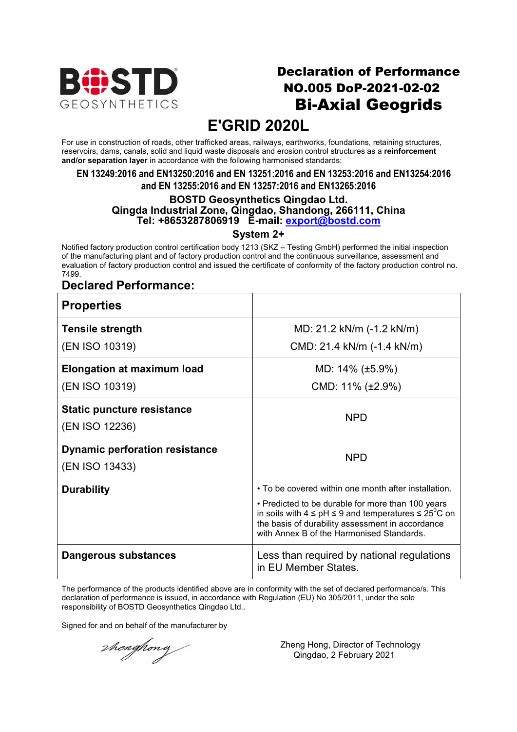BOSTD GEOSYNTHETICS

# Declaration of Performance
## NO.005 DoP-2021-02-02
## Bi-Axial Geogrids

# E'GRID 2020L

For use in construction of roads, other trafficked areas, railways, earthworks, foundations, retaining structures, reservoirs, dams, canals, solid and liquid waste disposals and erosion control structures as a **reinforcement and/or separation layer** in accordance with the following harmonised standards:

**EN 13249:2016 and EN13250:2016 and EN 13251:2016 and EN 13253:2016 and EN13254:2016 and EN 13255:2016 and EN 13257:2016 and EN13265:2016**

**BOSTD Geosynthetics Qingdao Ltd.**
**Qingda Industrial Zone, Qingdao, Shandong, 266111, China**
**Tel: +8653287806919 E-mail: export@bostd.com**

**System 2+**

Notified factory production control certification body 1213 (SKZ – Testing GmbH) performed the initial inspection of the manufacturing plant and of factory production control and the continuous surveillance, assessment and evaluation of factory production control and issued the certificate of conformity of the factory production control no. 7499.

## Declared Performance:

| **Properties** | |
|---|---|
| **Tensile strength** (EN ISO 10319) | MD: 21.2 kN/m (-1.2 kN/m) CMD: 21.4 kN/m (-1.4 kN/m) |
| **Elongation at maximum load** (EN ISO 10319) | MD: 14% (±5.9%) CMD: 11% (±2.9%) |
| **Static puncture resistance** (EN ISO 12236) | NPD |
| **Dynamic perforation resistance** (EN ISO 13433) | NPD |
| **Durability** | • To be covered within one month after installation. • Predicted to be durable for more than 100 years in soils with 4 ≤ pH ≤ 9 and temperatures ≤ 25°C on the basis of durability assessment in accordance with Annex B of the Harmonised Standards. |
| **Dangerous substances** | Less than required by national regulations in EU Member States. |

The performance of the products identified above are in conformity with the set of declared performance/s. This declaration of performance is issued, in accordance with Regulation (EU) No 305/2011, under the sole responsibility of BOSTD Geosynthetics Qingdao Ltd..

Signed for and on behalf of the manufacturer by

zhenghong

Zheng Hong, Director of Technology
Qingdao, 2 February 2021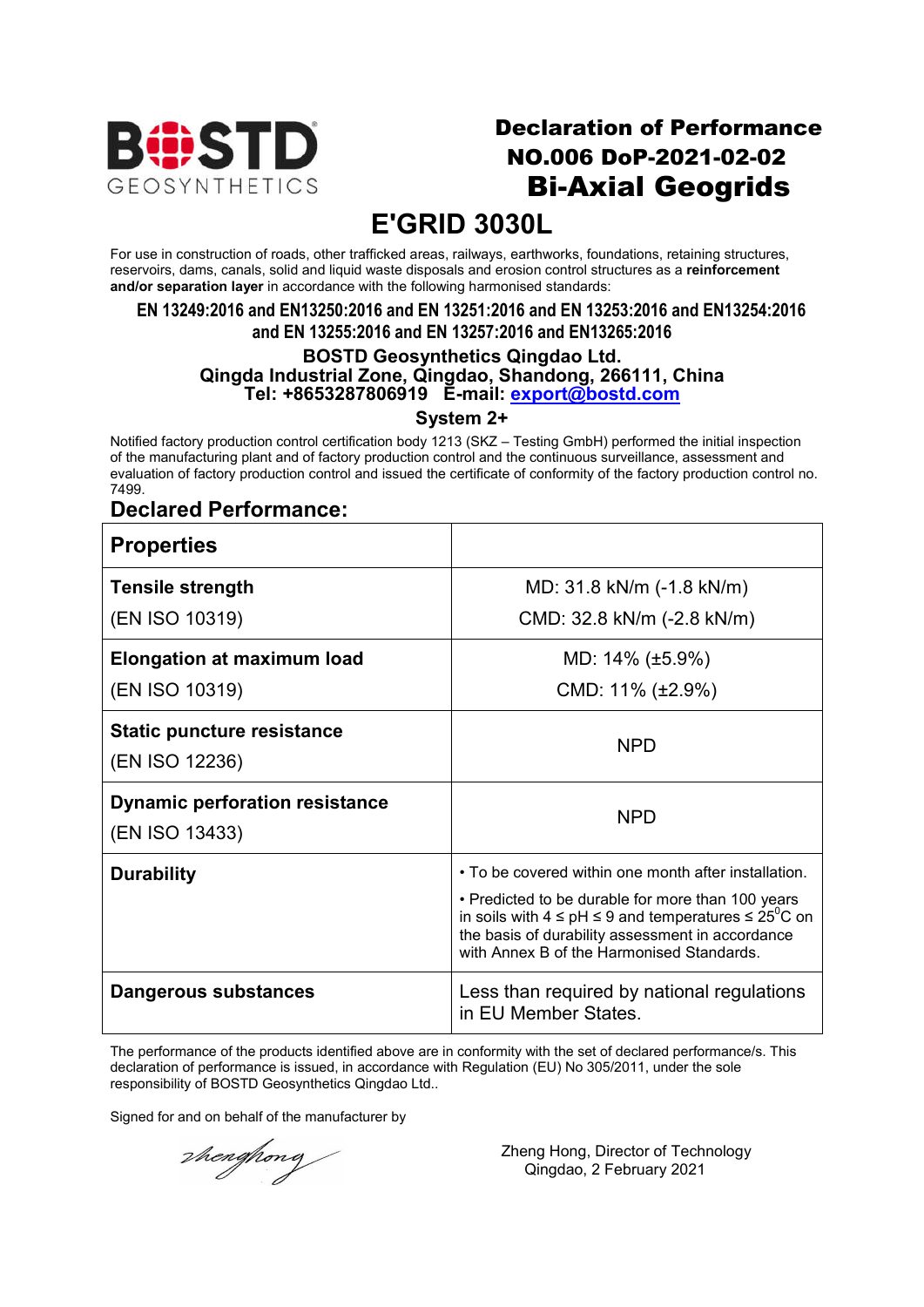BOSTD GEOSYNTHETICS

# Declaration of Performance
## NO.006 DoP-2021-02-02
## Bi-Axial Geogrids

# E'GRID 3030L

For use in construction of roads, other trafficked areas, railways, earthworks, foundations, retaining structures, reservoirs, dams, canals, solid and liquid waste disposals and erosion control structures as a **reinforcement and/or separation layer** in accordance with the following harmonised standards:

**EN 13249:2016 and EN13250:2016 and EN 13251:2016 and EN 13253:2016 and EN13254:2016 and EN 13255:2016 and EN 13257:2016 and EN13265:2016**

**BOSTD Geosynthetics Qingdao Ltd.**
**Qingda Industrial Zone, Qingdao, Shandong, 266111, China**
**Tel: +8653287806919 E-mail: export@bostd.com**

**System 2+**

Notified factory production control certification body 1213 (SKZ – Testing GmbH) performed the initial inspection of the manufacturing plant and of factory production control and the continuous surveillance, assessment and evaluation of factory production control and issued the certificate of conformity of the factory production control no. 7499.

## Declared Performance:

| Properties | |
|---|---|
| **Tensile strength** (EN ISO 10319) | MD: 31.8 kN/m (-1.8 kN/m)<br>CMD: 32.8 kN/m (-2.8 kN/m) |
| **Elongation at maximum load** (EN ISO 10319) | MD: 14% (±5.9%)<br>CMD: 11% (±2.9%) |
| **Static puncture resistance** (EN ISO 12236) | NPD |
| **Dynamic perforation resistance** (EN ISO 13433) | NPD |
| **Durability** | • To be covered within one month after installation.<br>• Predicted to be durable for more than 100 years in soils with 4 ≤ pH ≤ 9 and temperatures ≤ 25$^{0}$C on the basis of durability assessment in accordance with Annex B of the Harmonised Standards. |
| **Dangerous substances** | Less than required by national regulations in EU Member States. |

The performance of the products identified above are in conformity with the set of declared performance/s. This declaration of performance is issued, in accordance with Regulation (EU) No 305/2011, under the sole responsibility of BOSTD Geosynthetics Qingdao Ltd..

Signed for and on behalf of the manufacturer by

zhenghong

Zheng Hong, Director of Technology
Qingdao, 2 February 2021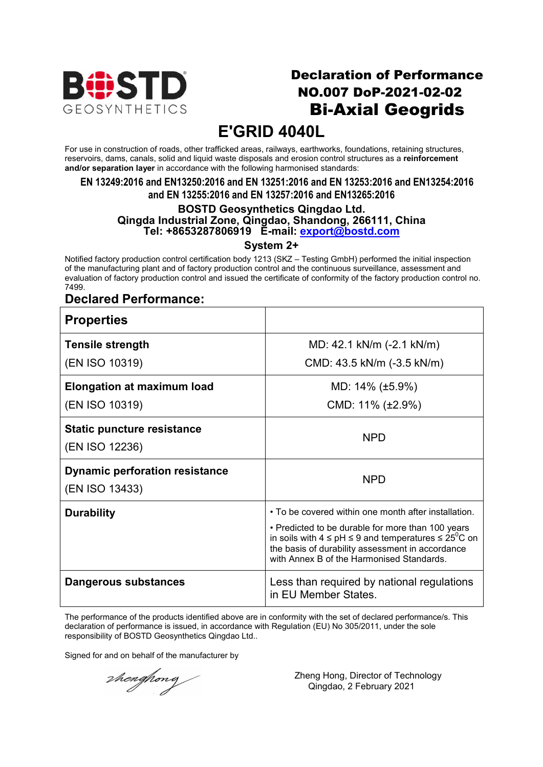BOSTD GEOSYNTHETICS

# Declaration of Performance
## NO.007 DoP-2021-02-02
## Bi-Axial Geogrids

# E'GRID 4040L

For use in construction of roads, other trafficked areas, railways, earthworks, foundations, retaining structures, reservoirs, dams, canals, solid and liquid waste disposals and erosion control structures as a **reinforcement and/or separation layer** in accordance with the following harmonised standards:

**EN 13249:2016 and EN13250:2016 and EN 13251:2016 and EN 13253:2016 and EN13254:2016 and EN 13255:2016 and EN 13257:2016 and EN13265:2016**

**BOSTD Geosynthetics Qingdao Ltd.**
**Qingda Industrial Zone, Qingdao, Shandong, 266111, China**
**Tel: +8653287806919 E-mail: export@bostd.com**

**System 2+**

Notified factory production control certification body 1213 (SKZ – Testing GmbH) performed the initial inspection of the manufacturing plant and of factory production control and the continuous surveillance, assessment and evaluation of factory production control and issued the certificate of conformity of the factory production control no. 7499.

## Declared Performance:

| **Properties** | |
|---|---|
| **Tensile strength** (EN ISO 10319) | MD: 42.1 kN/m (-2.1 kN/m)<br>CMD: 43.5 kN/m (-3.5 kN/m) |
| **Elongation at maximum load** (EN ISO 10319) | MD: 14% (±5.9%)<br>CMD: 11% (±2.9%) |
| **Static puncture resistance** (EN ISO 12236) | NPD |
| **Dynamic perforation resistance** (EN ISO 13433) | NPD |
| **Durability** | • To be covered within one month after installation.<br>• Predicted to be durable for more than 100 years in soils with 4 ≤ pH ≤ 9 and temperatures ≤ 25$^{0}$C on the basis of durability assessment in accordance with Annex B of the Harmonised Standards. |
| **Dangerous substances** | Less than required by national regulations in EU Member States. |

The performance of the products identified above are in conformity with the set of declared performance/s. This declaration of performance is issued, in accordance with Regulation (EU) No 305/2011, under the sole responsibility of BOSTD Geosynthetics Qingdao Ltd..

Signed for and on behalf of the manufacturer by

zhenghong

Zheng Hong, Director of Technology
Qingdao, 2 February 2021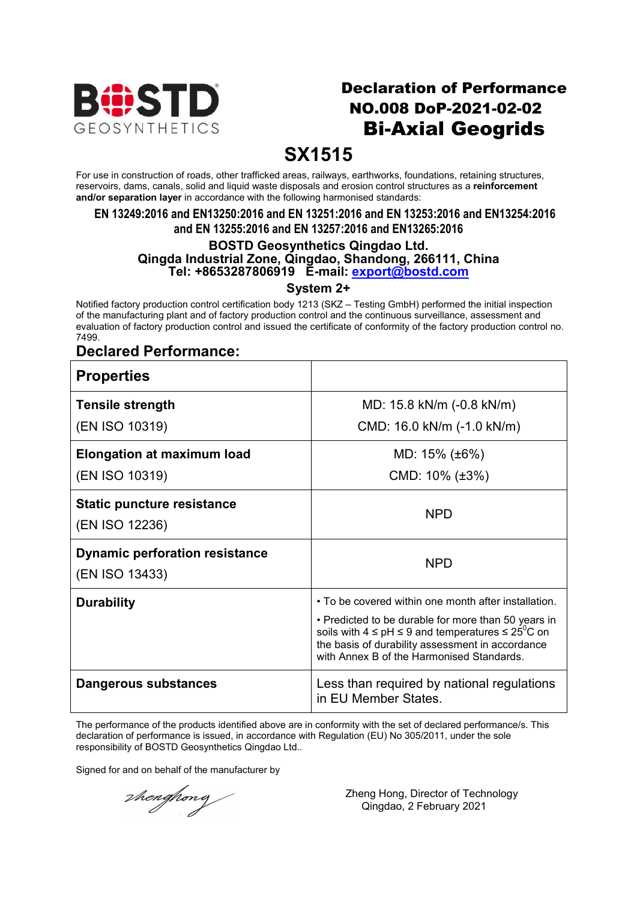BOSTD GEOSYNTHETICS

# Declaration of Performance
## NO.008 DoP-2021-02-02
## Bi-Axial Geogrids

# SX1515

For use in construction of roads, other trafficked areas, railways, earthworks, foundations, retaining structures, reservoirs, dams, canals, solid and liquid waste disposals and erosion control structures as a **reinforcement and/or separation layer** in accordance with the following harmonised standards:

**EN 13249:2016 and EN13250:2016 and EN 13251:2016 and EN 13253:2016 and EN13254:2016 and EN 13255:2016 and EN 13257:2016 and EN13265:2016**

**BOSTD Geosynthetics Qingdao Ltd.**
**Qingda Industrial Zone, Qingdao, Shandong, 266111, China**
**Tel: +8653287806919 E-mail: export@bostd.com**

**System 2+**

Notified factory production control certification body 1213 (SKZ – Testing GmbH) performed the initial inspection of the manufacturing plant and of factory production control and the continuous surveillance, assessment and evaluation of factory production control and issued the certificate of conformity of the factory production control no. 7499.

## Declared Performance:

| **Properties** | |
|---|---|
| **Tensile strength** (EN ISO 10319) | MD: 15.8 kN/m (-0.8 kN/m)<br>CMD: 16.0 kN/m (-1.0 kN/m) |
| **Elongation at maximum load** (EN ISO 10319) | MD: 15% (±6%)<br>CMD: 10% (±3%) |
| **Static puncture resistance** (EN ISO 12236) | NPD |
| **Dynamic perforation resistance** (EN ISO 13433) | NPD |
| **Durability** | • To be covered within one month after installation.<br>• Predicted to be durable for more than 50 years in soils with 4 ≤ pH ≤ 9 and temperatures ≤ 25°C on the basis of durability assessment in accordance with Annex B of the Harmonised Standards. |
| **Dangerous substances** | Less than required by national regulations in EU Member States. |

The performance of the products identified above are in conformity with the set of declared performance/s. This declaration of performance is issued, in accordance with Regulation (EU) No 305/2011, under the sole responsibility of BOSTD Geosynthetics Qingdao Ltd..

Signed for and on behalf of the manufacturer by

zhenghong

Zheng Hong, Director of Technology
Qingdao, 2 February 2021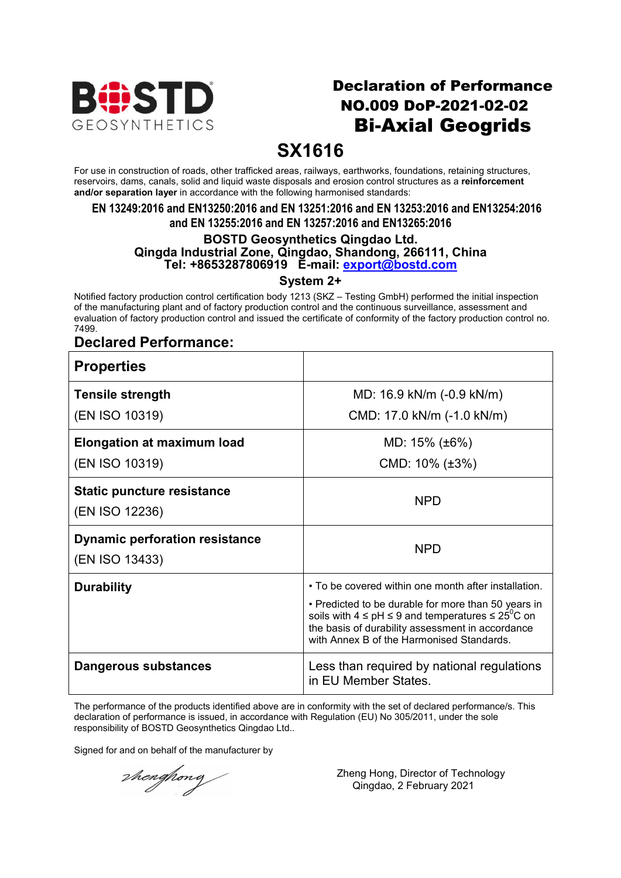# Declaration of Performance

## NO.009 DoP-2021-02-02

# Bi-Axial Geogrids

# SX1616

For use in construction of roads, other trafficked areas, railways, earthworks, foundations, retaining structures, reservoirs, dams, canals, solid and liquid waste disposals and erosion control structures as a **reinforcement and/or separation layer** in accordance with the following harmonised standards:

**EN 13249:2016 and EN13250:2016 and EN 13251:2016 and EN 13253:2016 and EN13254:2016 and EN 13255:2016 and EN 13257:2016 and EN13265:2016**

**BOSTD Geosynthetics Qingdao Ltd.**
**Qingda Industrial Zone, Qingdao, Shandong, 266111, China**
**Tel: +8653287806919 E-mail: export@bostd.com**

**System 2+**

Notified factory production control certification body 1213 (SKZ – Testing GmbH) performed the initial inspection of the manufacturing plant and of factory production control and the continuous surveillance, assessment and evaluation of factory production control and issued the certificate of conformity of the factory production control no. 7499.

## Declared Performance:

| Properties | |
|---|---|
| **Tensile strength** (EN ISO 10319) | MD: 16.9 kN/m (-0.9 kN/m)<br>CMD: 17.0 kN/m (-1.0 kN/m) |
| **Elongation at maximum load** (EN ISO 10319) | MD: 15% (±6%)<br>CMD: 10% (±3%) |
| **Static puncture resistance** (EN ISO 12236) | NPD |
| **Dynamic perforation resistance** (EN ISO 13433) | NPD |
| **Durability** | • To be covered within one month after installation.<br>• Predicted to be durable for more than 50 years in soils with 4 ≤ pH ≤ 9 and temperatures ≤ 25°C on the basis of durability assessment in accordance with Annex B of the Harmonised Standards. |
| **Dangerous substances** | Less than required by national regulations in EU Member States. |

The performance of the products identified above are in conformity with the set of declared performance/s. This declaration of performance is issued, in accordance with Regulation (EU) No 305/2011, under the sole responsibility of BOSTD Geosynthetics Qingdao Ltd..

Signed for and on behalf of the manufacturer by

Zheng Hong, Director of Technology
Qingdao, 2 February 2021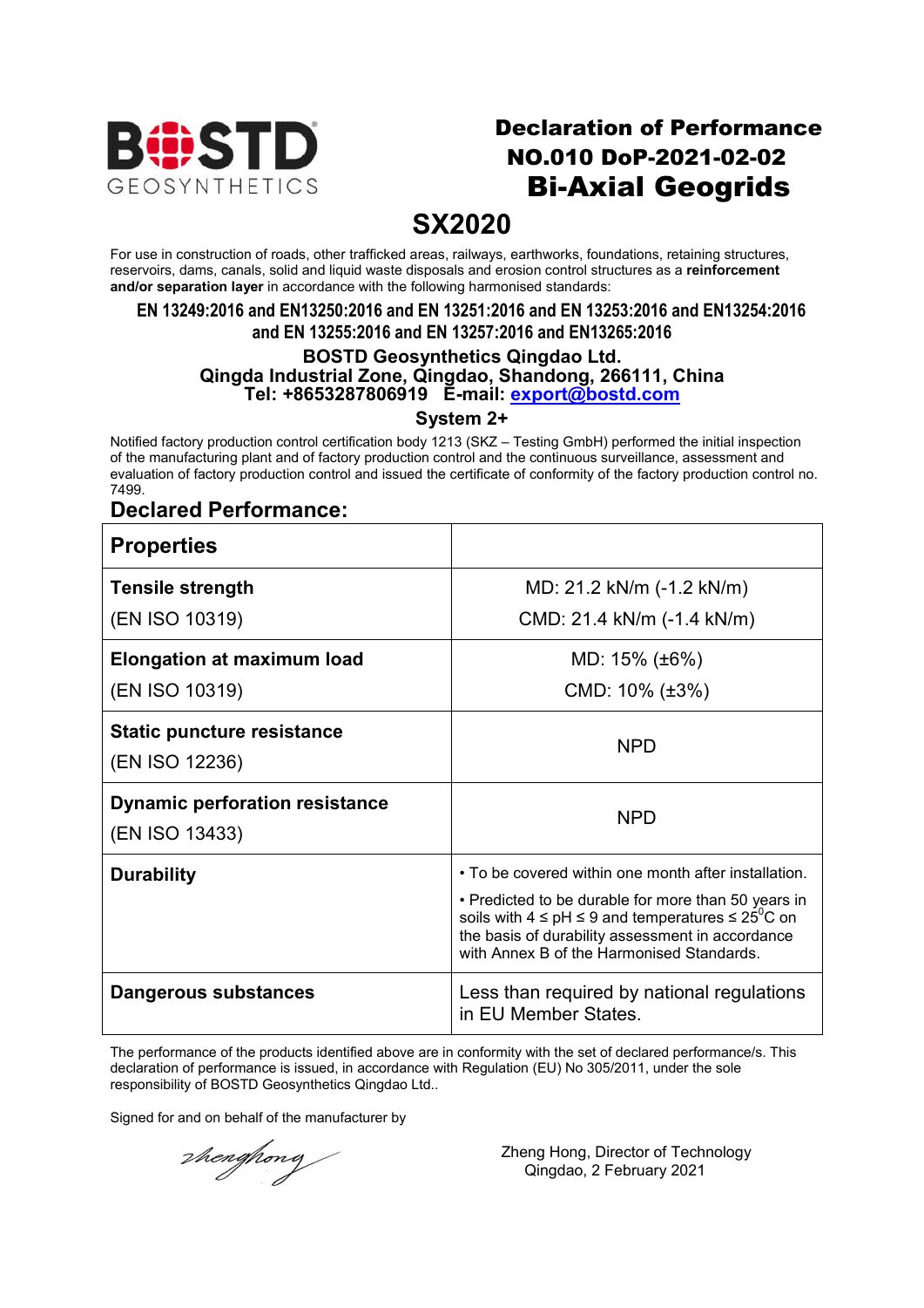BOSTD GEOSYNTHETICS

# Declaration of Performance

## NO.010 DoP-2021-02-02

# Bi-Axial Geogrids

# SX2020

For use in construction of roads, other trafficked areas, railways, earthworks, foundations, retaining structures, reservoirs, dams, canals, solid and liquid waste disposals and erosion control structures as a **reinforcement and/or separation layer** in accordance with the following harmonised standards:

**EN 13249:2016 and EN13250:2016 and EN 13251:2016 and EN 13253:2016 and EN13254:2016 and EN 13255:2016 and EN 13257:2016 and EN13265:2016**

**BOSTD Geosynthetics Qingdao Ltd.**
**Qingda Industrial Zone, Qingdao, Shandong, 266111, China**
**Tel: +8653287806919 E-mail: export@bostd.com**

**System 2+**

Notified factory production control certification body 1213 (SKZ – Testing GmbH) performed the initial inspection of the manufacturing plant and of factory production control and the continuous surveillance, assessment and evaluation of factory production control and issued the certificate of conformity of the factory production control no. 7499.

## Declared Performance:

| **Properties** | |
|---|---|
| **Tensile strength** (EN ISO 10319) | MD: 21.2 kN/m (-1.2 kN/m) CMD: 21.4 kN/m (-1.4 kN/m) |
| **Elongation at maximum load** (EN ISO 10319) | MD: 15% (±6%) CMD: 10% (±3%) |
| **Static puncture resistance** (EN ISO 12236) | NPD |
| **Dynamic perforation resistance** (EN ISO 13433) | NPD |
| **Durability** | • To be covered within one month after installation. • Predicted to be durable for more than 50 years in soils with 4 ≤ pH ≤ 9 and temperatures ≤ 25$^{0}$C on the basis of durability assessment in accordance with Annex B of the Harmonised Standards. |
| **Dangerous substances** | Less than required by national regulations in EU Member States. |

The performance of the products identified above are in conformity with the set of declared performance/s. This declaration of performance is issued, in accordance with Regulation (EU) No 305/2011, under the sole responsibility of BOSTD Geosynthetics Qingdao Ltd..

Signed for and on behalf of the manufacturer by

Zheng Hong, Director of Technology
Qingdao, 2 February 2021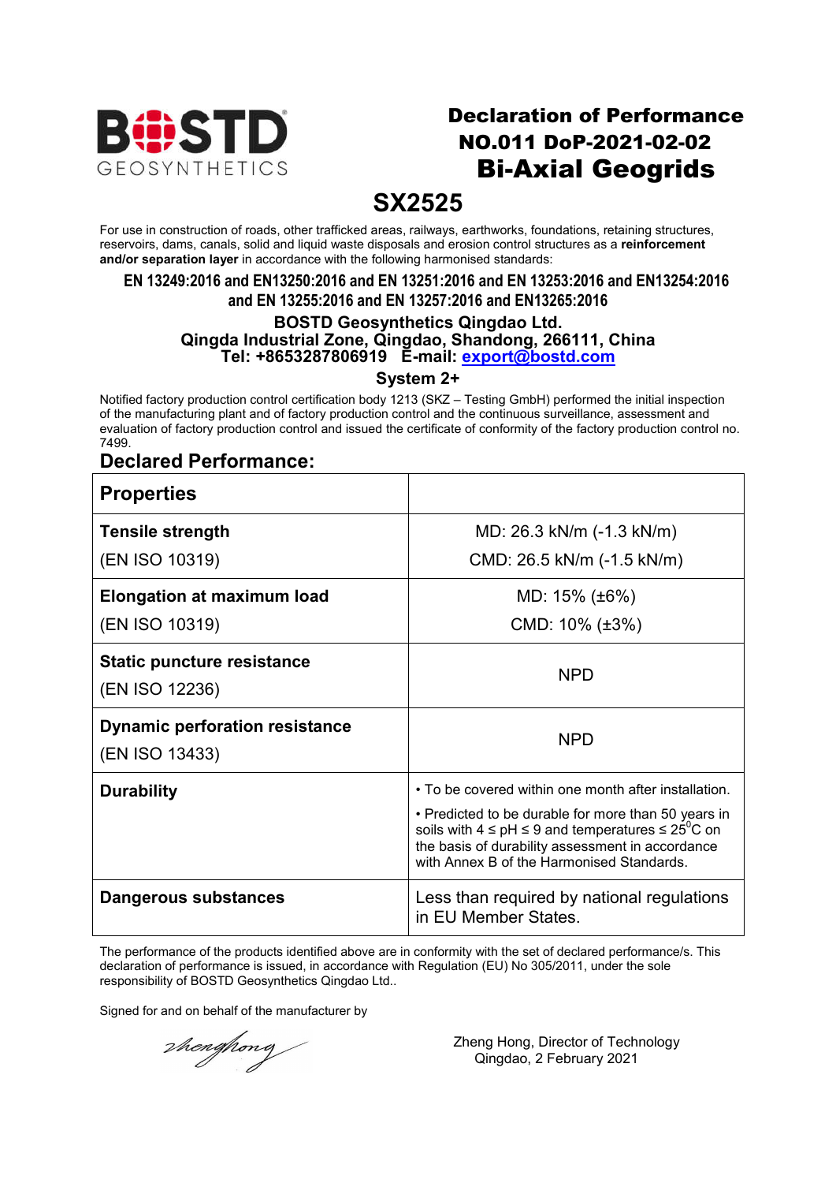BOSTD GEOSYNTHETICS

# Declaration of Performance
## NO.011 DoP-2021-02-02
# Bi-Axial Geogrids

# SX2525

For use in construction of roads, other trafficked areas, railways, earthworks, foundations, retaining structures, reservoirs, dams, canals, solid and liquid waste disposals and erosion control structures as a **reinforcement and/or separation layer** in accordance with the following harmonised standards:

**EN 13249:2016 and EN13250:2016 and EN 13251:2016 and EN 13253:2016 and EN13254:2016 and EN 13255:2016 and EN 13257:2016 and EN13265:2016**

**BOSTD Geosynthetics Qingdao Ltd.**
**Qingda Industrial Zone, Qingdao, Shandong, 266111, China**
**Tel: +8653287806919 E-mail: export@bostd.com**

**System 2+**

Notified factory production control certification body 1213 (SKZ – Testing GmbH) performed the initial inspection of the manufacturing plant and of factory production control and the continuous surveillance, assessment and evaluation of factory production control and issued the certificate of conformity of the factory production control no. 7499.

## Declared Performance:

| Properties | |
|---|---|
| **Tensile strength** (EN ISO 10319) | MD: 26.3 kN/m (-1.3 kN/m)<br>CMD: 26.5 kN/m (-1.5 kN/m) |
| **Elongation at maximum load** (EN ISO 10319) | MD: 15% (±6%)<br>CMD: 10% (±3%) |
| **Static puncture resistance** (EN ISO 12236) | NPD |
| **Dynamic perforation resistance** (EN ISO 13433) | NPD |
| **Durability** | • To be covered within one month after installation.<br>• Predicted to be durable for more than 50 years in soils with 4 ≤ pH ≤ 9 and temperatures ≤ 25°C on the basis of durability assessment in accordance with Annex B of the Harmonised Standards. |
| **Dangerous substances** | Less than required by national regulations in EU Member States. |

The performance of the products identified above are in conformity with the set of declared performance/s. This declaration of performance is issued, in accordance with Regulation (EU) No 305/2011, under the sole responsibility of BOSTD Geosynthetics Qingdao Ltd..

Signed for and on behalf of the manufacturer by

zhenghong

Zheng Hong, Director of Technology
Qingdao, 2 February 2021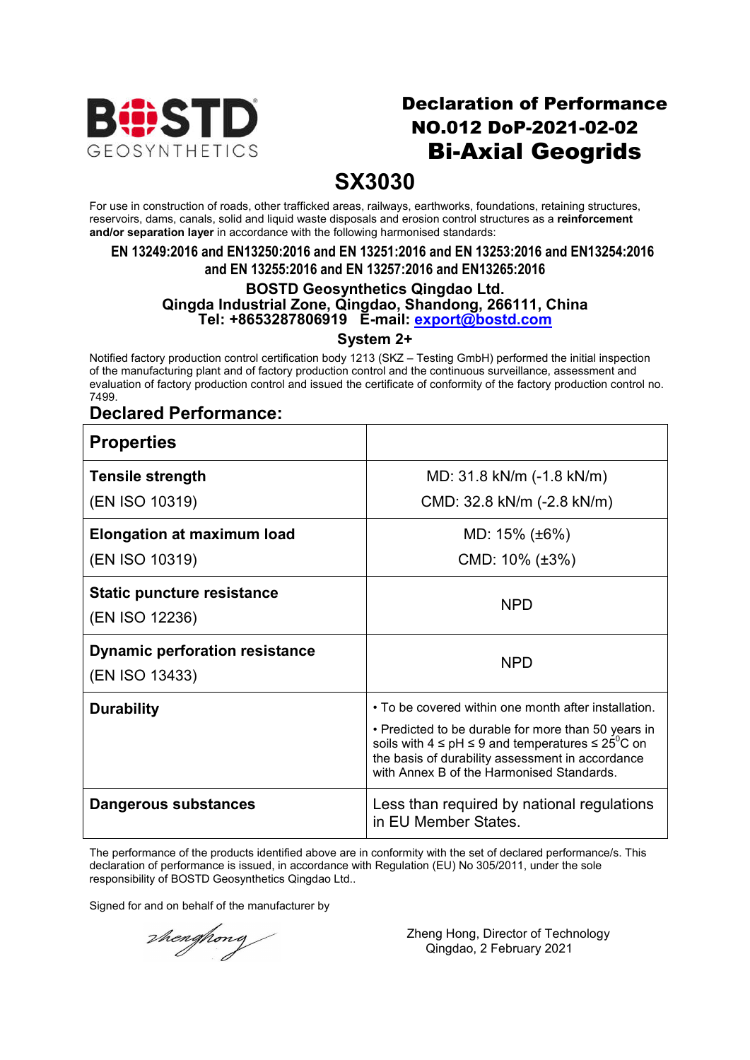BOSTD GEOSYNTHETICS

# Declaration of Performance
## NO.012 DoP-2021-02-02
# Bi-Axial Geogrids

# SX3030

For use in construction of roads, other trafficked areas, railways, earthworks, foundations, retaining structures, reservoirs, dams, canals, solid and liquid waste disposals and erosion control structures as a **reinforcement and/or separation layer** in accordance with the following harmonised standards:

**EN 13249:2016 and EN13250:2016 and EN 13251:2016 and EN 13253:2016 and EN13254:2016 and EN 13255:2016 and EN 13257:2016 and EN13265:2016**

**BOSTD Geosynthetics Qingdao Ltd.**
**Qingda Industrial Zone, Qingdao, Shandong, 266111, China**
**Tel: +8653287806919 E-mail: export@bostd.com**

**System 2+**

Notified factory production control certification body 1213 (SKZ – Testing GmbH) performed the initial inspection of the manufacturing plant and of factory production control and the continuous surveillance, assessment and evaluation of factory production control and issued the certificate of conformity of the factory production control no. 7499.

## Declared Performance:

| **Properties** | |
|---|---|
| **Tensile strength** (EN ISO 10319) | MD: 31.8 kN/m (-1.8 kN/m)<br>CMD: 32.8 kN/m (-2.8 kN/m) |
| **Elongation at maximum load** (EN ISO 10319) | MD: 15% (±6%)<br>CMD: 10% (±3%) |
| **Static puncture resistance** (EN ISO 12236) | NPD |
| **Dynamic perforation resistance** (EN ISO 13433) | NPD |
| **Durability** | • To be covered within one month after installation.<br>• Predicted to be durable for more than 50 years in soils with 4 ≤ pH ≤ 9 and temperatures ≤ 25°C on the basis of durability assessment in accordance with Annex B of the Harmonised Standards. |
| **Dangerous substances** | Less than required by national regulations in EU Member States. |

The performance of the products identified above are in conformity with the set of declared performance/s. This declaration of performance is issued, in accordance with Regulation (EU) No 305/2011, under the sole responsibility of BOSTD Geosynthetics Qingdao Ltd..

Signed for and on behalf of the manufacturer by

zhenghong

Zheng Hong, Director of Technology
Qingdao, 2 February 2021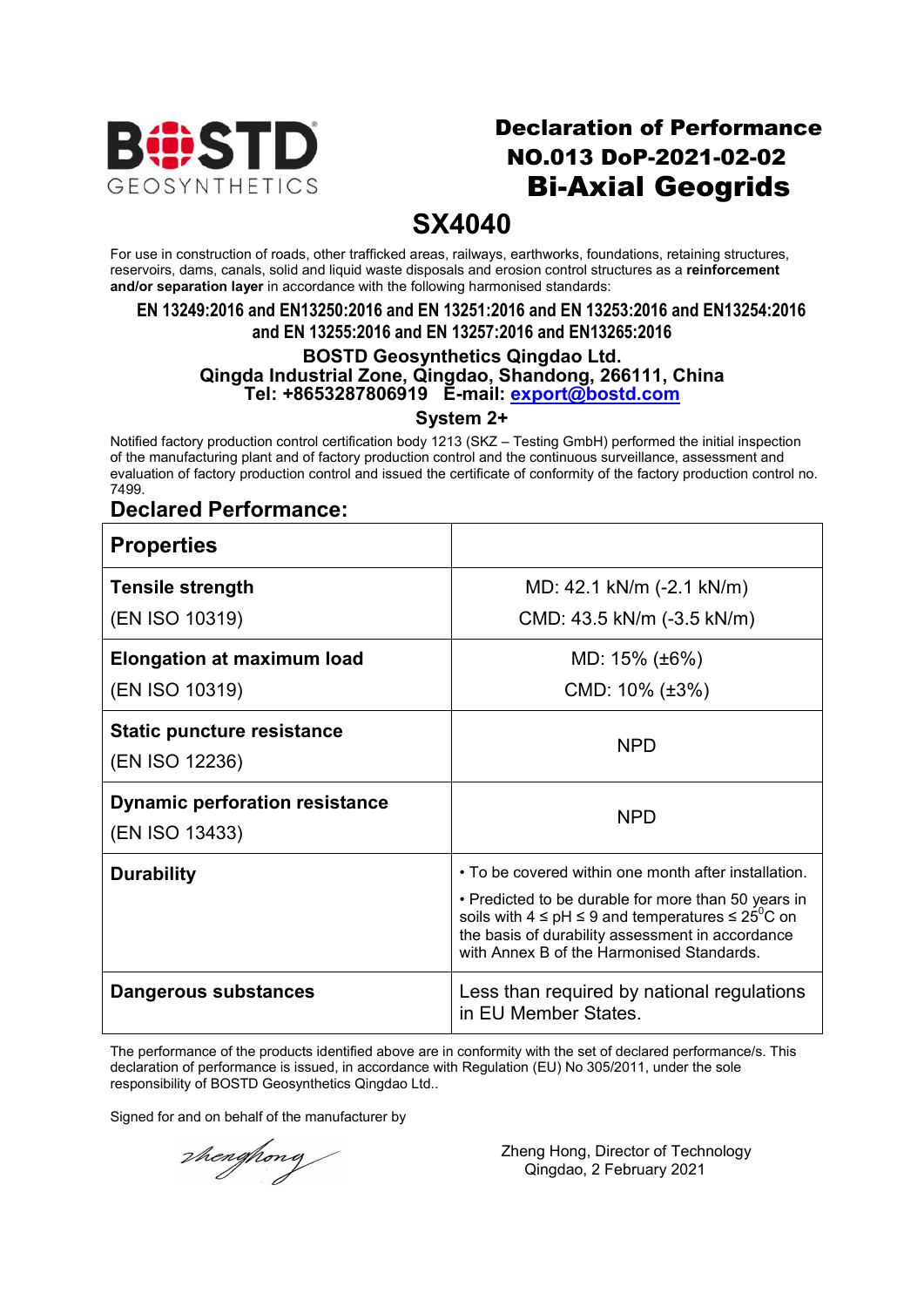BOSTD GEOSYNTHETICS

# Declaration of Performance
## NO.013 DoP-2021-02-02
# Bi-Axial Geogrids

# SX4040

For use in construction of roads, other trafficked areas, railways, earthworks, foundations, retaining structures, reservoirs, dams, canals, solid and liquid waste disposals and erosion control structures as a **reinforcement and/or separation layer** in accordance with the following harmonised standards:

**EN 13249:2016 and EN13250:2016 and EN 13251:2016 and EN 13253:2016 and EN13254:2016 and EN 13255:2016 and EN 13257:2016 and EN13265:2016**

**BOSTD Geosynthetics Qingdao Ltd.**
**Qingda Industrial Zone, Qingdao, Shandong, 266111, China**
**Tel: +8653287806919 E-mail: export@bostd.com**

**System 2+**

Notified factory production control certification body 1213 (SKZ – Testing GmbH) performed the initial inspection of the manufacturing plant and of factory production control and the continuous surveillance, assessment and evaluation of factory production control and issued the certificate of conformity of the factory production control no. 7499.

## Declared Performance:

| **Properties** | |
|---|---|
| **Tensile strength** (EN ISO 10319) | MD: 42.1 kN/m (-2.1 kN/m)<br>CMD: 43.5 kN/m (-3.5 kN/m) |
| **Elongation at maximum load** (EN ISO 10319) | MD: 15% (±6%)<br>CMD: 10% (±3%) |
| **Static puncture resistance** (EN ISO 12236) | NPD |
| **Dynamic perforation resistance** (EN ISO 13433) | NPD |
| **Durability** | • To be covered within one month after installation.<br>• Predicted to be durable for more than 50 years in soils with 4 ≤ pH ≤ 9 and temperatures ≤ 25$^0$C on the basis of durability assessment in accordance with Annex B of the Harmonised Standards. |
| **Dangerous substances** | Less than required by national regulations in EU Member States. |

The performance of the products identified above are in conformity with the set of declared performance/s. This declaration of performance is issued, in accordance with Regulation (EU) No 305/2011, under the sole responsibility of BOSTD Geosynthetics Qingdao Ltd..

Signed for and on behalf of the manufacturer by

Zheng Hong, Director of Technology
Qingdao, 2 February 2021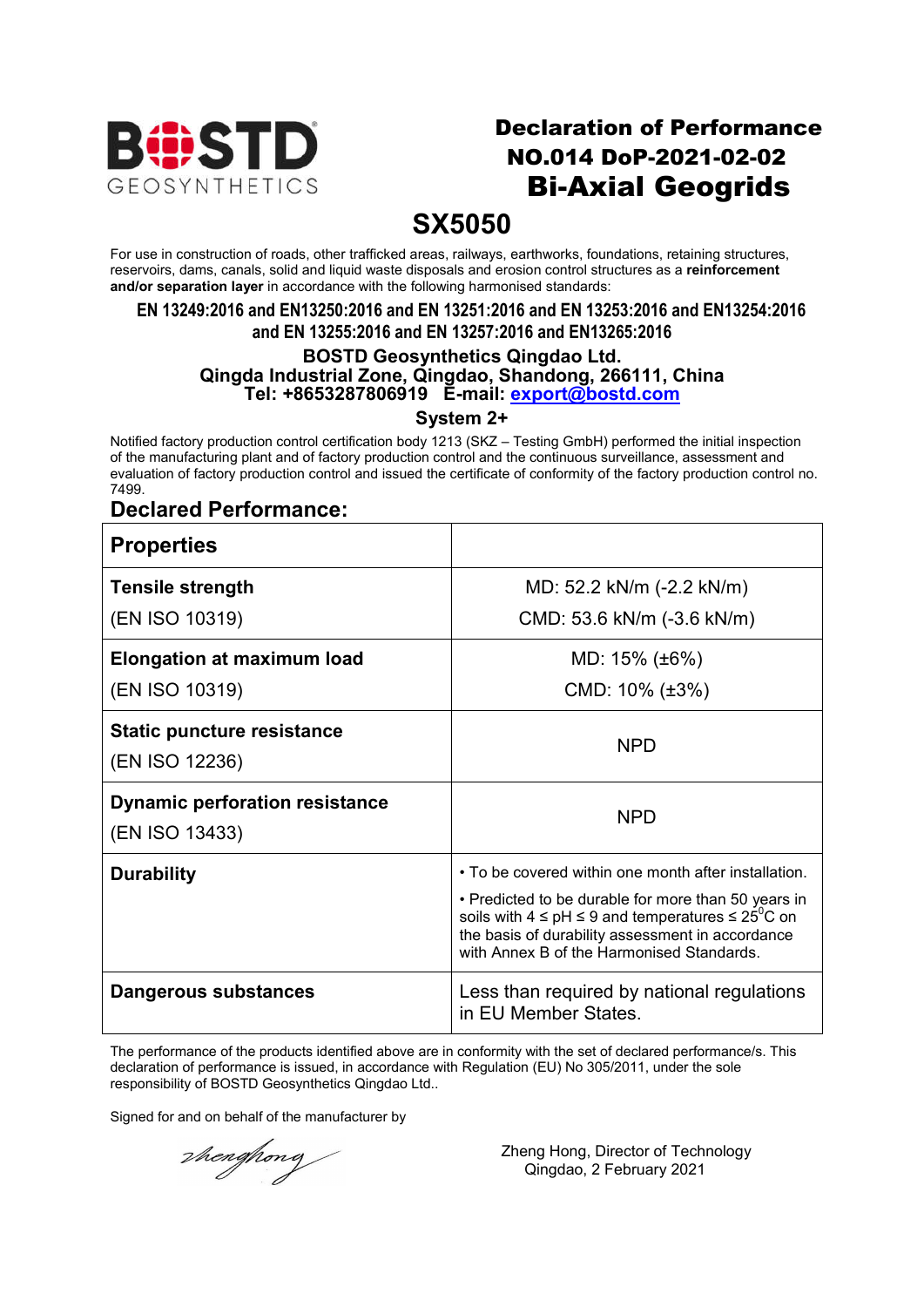BOSTD GEOSYNTHETICS

# Declaration of Performance
## NO.014 DoP-2021-02-02
## Bi-Axial Geogrids

# SX5050

For use in construction of roads, other trafficked areas, railways, earthworks, foundations, retaining structures, reservoirs, dams, canals, solid and liquid waste disposals and erosion control structures as a **reinforcement and/or separation layer** in accordance with the following harmonised standards:

**EN 13249:2016 and EN13250:2016 and EN 13251:2016 and EN 13253:2016 and EN13254:2016 and EN 13255:2016 and EN 13257:2016 and EN13265:2016**

**BOSTD Geosynthetics Qingdao Ltd.**
**Qingda Industrial Zone, Qingdao, Shandong, 266111, China**
**Tel: +8653287806919 E-mail: export@bostd.com**

**System 2+**

Notified factory production control certification body 1213 (SKZ – Testing GmbH) performed the initial inspection of the manufacturing plant and of factory production control and the continuous surveillance, assessment and evaluation of factory production control and issued the certificate of conformity of the factory production control no. 7499.

## Declared Performance:

| **Properties** | |
|---|---|
| **Tensile strength** (EN ISO 10319) | MD: 52.2 kN/m (-2.2 kN/m)<br>CMD: 53.6 kN/m (-3.6 kN/m) |
| **Elongation at maximum load** (EN ISO 10319) | MD: 15% (±6%)<br>CMD: 10% (±3%) |
| **Static puncture resistance** (EN ISO 12236) | NPD |
| **Dynamic perforation resistance** (EN ISO 13433) | NPD |
| **Durability** | • To be covered within one month after installation.<br>• Predicted to be durable for more than 50 years in soils with 4 ≤ pH ≤ 9 and temperatures ≤ 25$^{0}$C on the basis of durability assessment in accordance with Annex B of the Harmonised Standards. |
| **Dangerous substances** | Less than required by national regulations in EU Member States. |

The performance of the products identified above are in conformity with the set of declared performance/s. This declaration of performance is issued, in accordance with Regulation (EU) No 305/2011, under the sole responsibility of BOSTD Geosynthetics Qingdao Ltd..

Signed for and on behalf of the manufacturer by

Zheng Hong, Director of Technology
Qingdao, 2 February 2021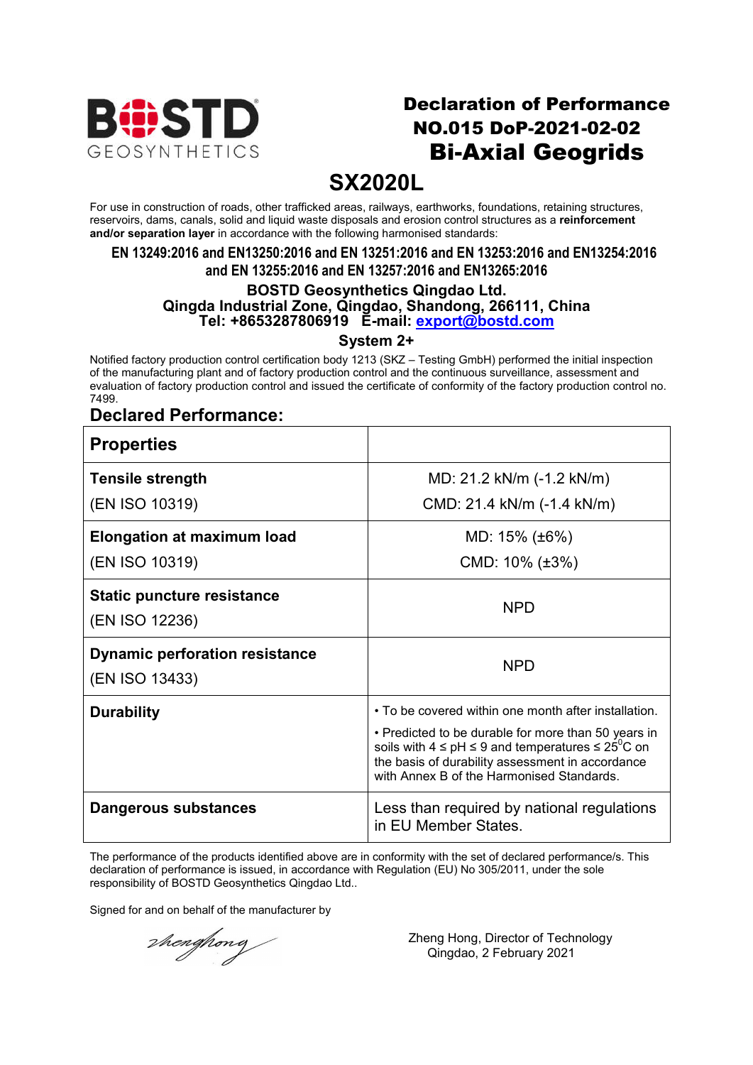BOSTD GEOSYNTHETICS

# Declaration of Performance
## NO.015 DoP-2021-02-02
## Bi-Axial Geogrids

# SX2020L

For use in construction of roads, other trafficked areas, railways, earthworks, foundations, retaining structures, reservoirs, dams, canals, solid and liquid waste disposals and erosion control structures as a **reinforcement and/or separation layer** in accordance with the following harmonised standards:

**EN 13249:2016 and EN13250:2016 and EN 13251:2016 and EN 13253:2016 and EN13254:2016 and EN 13255:2016 and EN 13257:2016 and EN13265:2016**

**BOSTD Geosynthetics Qingdao Ltd.**
**Qingda Industrial Zone, Qingdao, Shandong, 266111, China**
**Tel: +8653287806919 E-mail: export@bostd.com**

**System 2+**

Notified factory production control certification body 1213 (SKZ – Testing GmbH) performed the initial inspection of the manufacturing plant and of factory production control and the continuous surveillance, assessment and evaluation of factory production control and issued the certificate of conformity of the factory production control no. 7499.

## Declared Performance:

| **Properties** | |
|---|---|
| **Tensile strength** (EN ISO 10319) | MD: 21.2 kN/m (-1.2 kN/m)<br>CMD: 21.4 kN/m (-1.4 kN/m) |
| **Elongation at maximum load** (EN ISO 10319) | MD: 15% (±6%)<br>CMD: 10% (±3%) |
| **Static puncture resistance** (EN ISO 12236) | NPD |
| **Dynamic perforation resistance** (EN ISO 13433) | NPD |
| **Durability** | • To be covered within one month after installation.<br>• Predicted to be durable for more than 50 years in soils with 4 ≤ pH ≤ 9 and temperatures ≤ 25°C on the basis of durability assessment in accordance with Annex B of the Harmonised Standards. |
| **Dangerous substances** | Less than required by national regulations in EU Member States. |

The performance of the products identified above are in conformity with the set of declared performance/s. This declaration of performance is issued, in accordance with Regulation (EU) No 305/2011, under the sole responsibility of BOSTD Geosynthetics Qingdao Ltd..

Signed for and on behalf of the manufacturer by

Zheng Hong, Director of Technology
Qingdao, 2 February 2021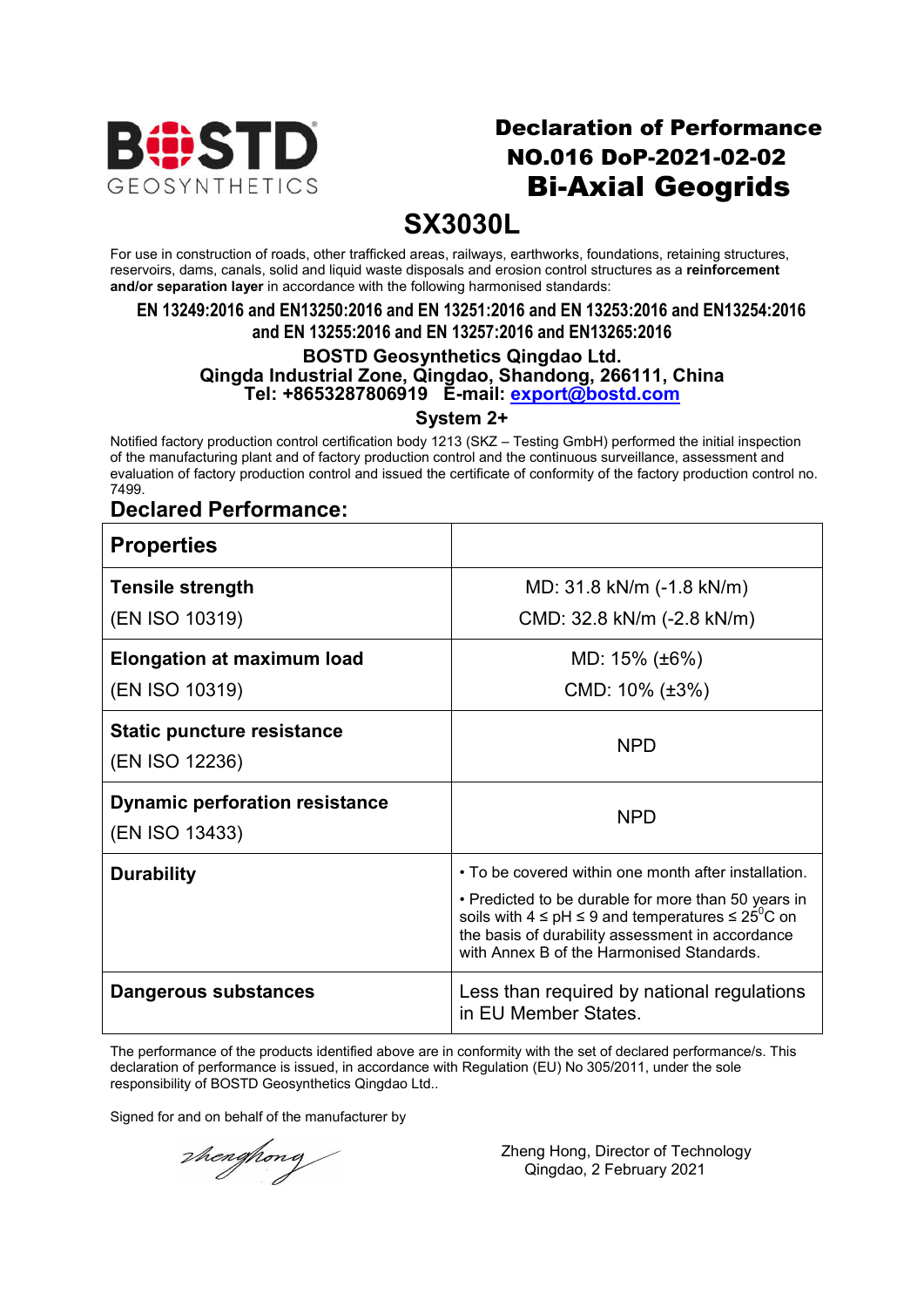BOSTD GEOSYNTHETICS

# Declaration of Performance
## NO.016 DoP-2021-02-02
## Bi-Axial Geogrids

# SX3030L

For use in construction of roads, other trafficked areas, railways, earthworks, foundations, retaining structures, reservoirs, dams, canals, solid and liquid waste disposals and erosion control structures as a **reinforcement and/or separation layer** in accordance with the following harmonised standards:

**EN 13249:2016 and EN13250:2016 and EN 13251:2016 and EN 13253:2016 and EN13254:2016 and EN 13255:2016 and EN 13257:2016 and EN13265:2016**

**BOSTD Geosynthetics Qingdao Ltd.**
**Qingda Industrial Zone, Qingdao, Shandong, 266111, China**
**Tel: +8653287806919 E-mail: export@bostd.com**

**System 2+**

Notified factory production control certification body 1213 (SKZ – Testing GmbH) performed the initial inspection of the manufacturing plant and of factory production control and the continuous surveillance, assessment and evaluation of factory production control and issued the certificate of conformity of the factory production control no. 7499.

## Declared Performance:

| Properties | |
|---|---|
| **Tensile strength**<br>(EN ISO 10319) | MD: 31.8 kN/m (-1.8 kN/m)<br>CMD: 32.8 kN/m (-2.8 kN/m) |
| **Elongation at maximum load**<br>(EN ISO 10319) | MD: 15% (±6%)<br>CMD: 10% (±3%) |
| **Static puncture resistance**<br>(EN ISO 12236) | NPD |
| **Dynamic perforation resistance**<br>(EN ISO 13433) | NPD |
| **Durability** | • To be covered within one month after installation.<br>• Predicted to be durable for more than 50 years in soils with 4 ≤ pH ≤ 9 and temperatures ≤ 25°C on the basis of durability assessment in accordance with Annex B of the Harmonised Standards. |
| **Dangerous substances** | Less than required by national regulations in EU Member States. |

The performance of the products identified above are in conformity with the set of declared performance/s. This declaration of performance is issued, in accordance with Regulation (EU) No 305/2011, under the sole responsibility of BOSTD Geosynthetics Qingdao Ltd..

Signed for and on behalf of the manufacturer by

zhenghong

Zheng Hong, Director of Technology
Qingdao, 2 February 2021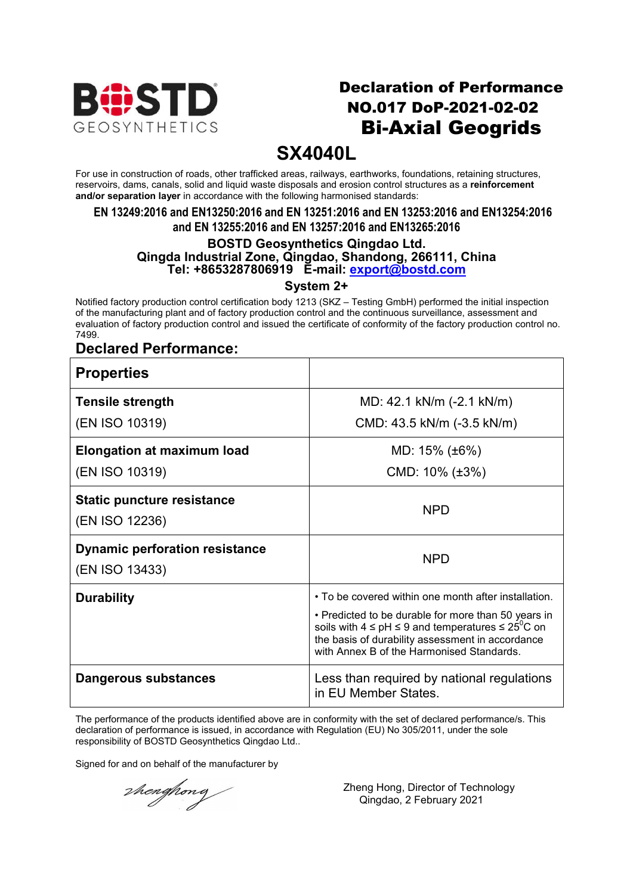BOSTD GEOSYNTHETICS

# Declaration of Performance
## NO.017 DoP-2021-02-02
# Bi-Axial Geogrids

# SX4040L

For use in construction of roads, other trafficked areas, railways, earthworks, foundations, retaining structures, reservoirs, dams, canals, solid and liquid waste disposals and erosion control structures as a **reinforcement and/or separation layer** in accordance with the following harmonised standards:

**EN 13249:2016 and EN13250:2016 and EN 13251:2016 and EN 13253:2016 and EN13254:2016 and EN 13255:2016 and EN 13257:2016 and EN13265:2016**

**BOSTD Geosynthetics Qingdao Ltd.**
**Qingda Industrial Zone, Qingdao, Shandong, 266111, China**
**Tel: +8653287806919 E-mail: export@bostd.com**

**System 2+**

Notified factory production control certification body 1213 (SKZ – Testing GmbH) performed the initial inspection of the manufacturing plant and of factory production control and the continuous surveillance, assessment and evaluation of factory production control and issued the certificate of conformity of the factory production control no. 7499.

## Declared Performance:

| **Properties** | |
|---|---|
| **Tensile strength**<br>(EN ISO 10319) | MD: 42.1 kN/m (-2.1 kN/m)<br>CMD: 43.5 kN/m (-3.5 kN/m) |
| **Elongation at maximum load**<br>(EN ISO 10319) | MD: 15% (±6%)<br>CMD: 10% (±3%) |
| **Static puncture resistance**<br>(EN ISO 12236) | NPD |
| **Dynamic perforation resistance**<br>(EN ISO 13433) | NPD |
| **Durability** | • To be covered within one month after installation.<br>• Predicted to be durable for more than 50 years in soils with 4 ≤ pH ≤ 9 and temperatures ≤ 25$^0$C on the basis of durability assessment in accordance with Annex B of the Harmonised Standards. |
| **Dangerous substances** | Less than required by national regulations in EU Member States. |

The performance of the products identified above are in conformity with the set of declared performance/s. This declaration of performance is issued, in accordance with Regulation (EU) No 305/2011, under the sole responsibility of BOSTD Geosynthetics Qingdao Ltd..

Signed for and on behalf of the manufacturer by

zhenghong

Zheng Hong, Director of Technology
Qingdao, 2 February 2021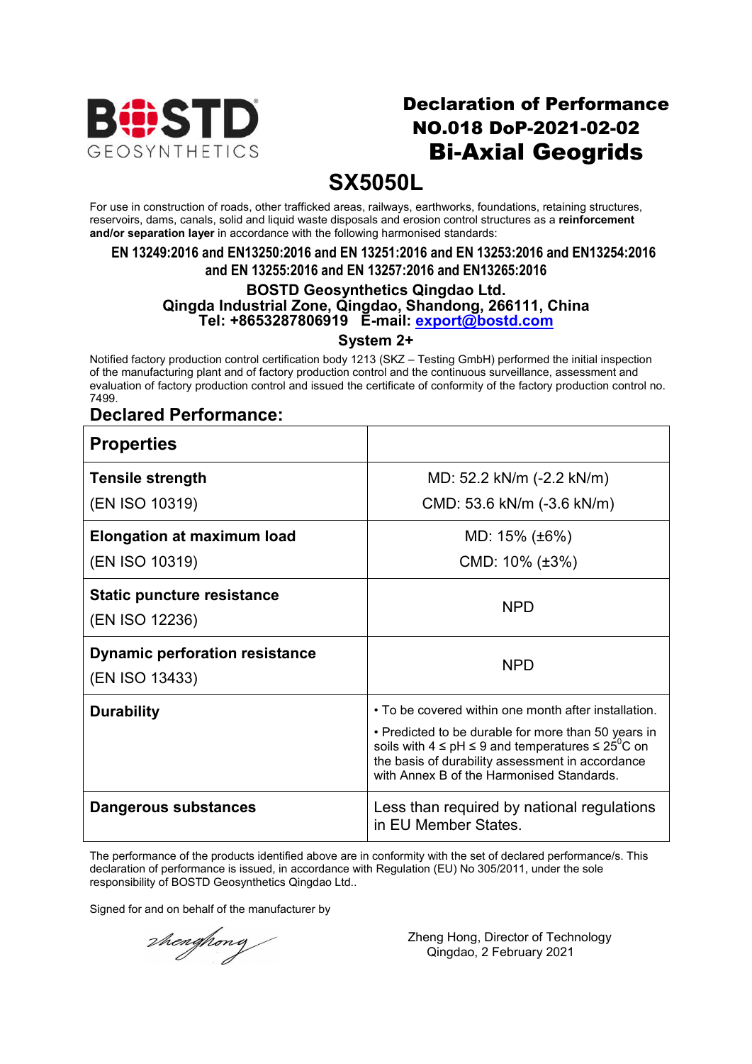BOSTD GEOSYNTHETICS

# Declaration of Performance
## NO.018 DoP-2021-02-02
## Bi-Axial Geogrids

# SX5050L

For use in construction of roads, other trafficked areas, railways, earthworks, foundations, retaining structures, reservoirs, dams, canals, solid and liquid waste disposals and erosion control structures as a **reinforcement and/or separation layer** in accordance with the following harmonised standards:

**EN 13249:2016 and EN13250:2016 and EN 13251:2016 and EN 13253:2016 and EN13254:2016 and EN 13255:2016 and EN 13257:2016 and EN13265:2016**

**BOSTD Geosynthetics Qingdao Ltd.**
**Qingda Industrial Zone, Qingdao, Shandong, 266111, China**
**Tel: +8653287806919 E-mail: export@bostd.com**

**System 2+**

Notified factory production control certification body 1213 (SKZ – Testing GmbH) performed the initial inspection of the manufacturing plant and of factory production control and the continuous surveillance, assessment and evaluation of factory production control and issued the certificate of conformity of the factory production control no. 7499.

## Declared Performance:

| **Properties** | |
|---|---|
| **Tensile strength** (EN ISO 10319) | MD: 52.2 kN/m (-2.2 kN/m)<br>CMD: 53.6 kN/m (-3.6 kN/m) |
| **Elongation at maximum load** (EN ISO 10319) | MD: 15% (±6%)<br>CMD: 10% (±3%) |
| **Static puncture resistance** (EN ISO 12236) | NPD |
| **Dynamic perforation resistance** (EN ISO 13433) | NPD |
| **Durability** | • To be covered within one month after installation.<br>• Predicted to be durable for more than 50 years in soils with 4 ≤ pH ≤ 9 and temperatures ≤ 25°C on the basis of durability assessment in accordance with Annex B of the Harmonised Standards. |
| **Dangerous substances** | Less than required by national regulations in EU Member States. |

The performance of the products identified above are in conformity with the set of declared performance/s. This declaration of performance is issued, in accordance with Regulation (EU) No 305/2011, under the sole responsibility of BOSTD Geosynthetics Qingdao Ltd..

Signed for and on behalf of the manufacturer by

Zheng Hong, Director of Technology
Qingdao, 2 February 2021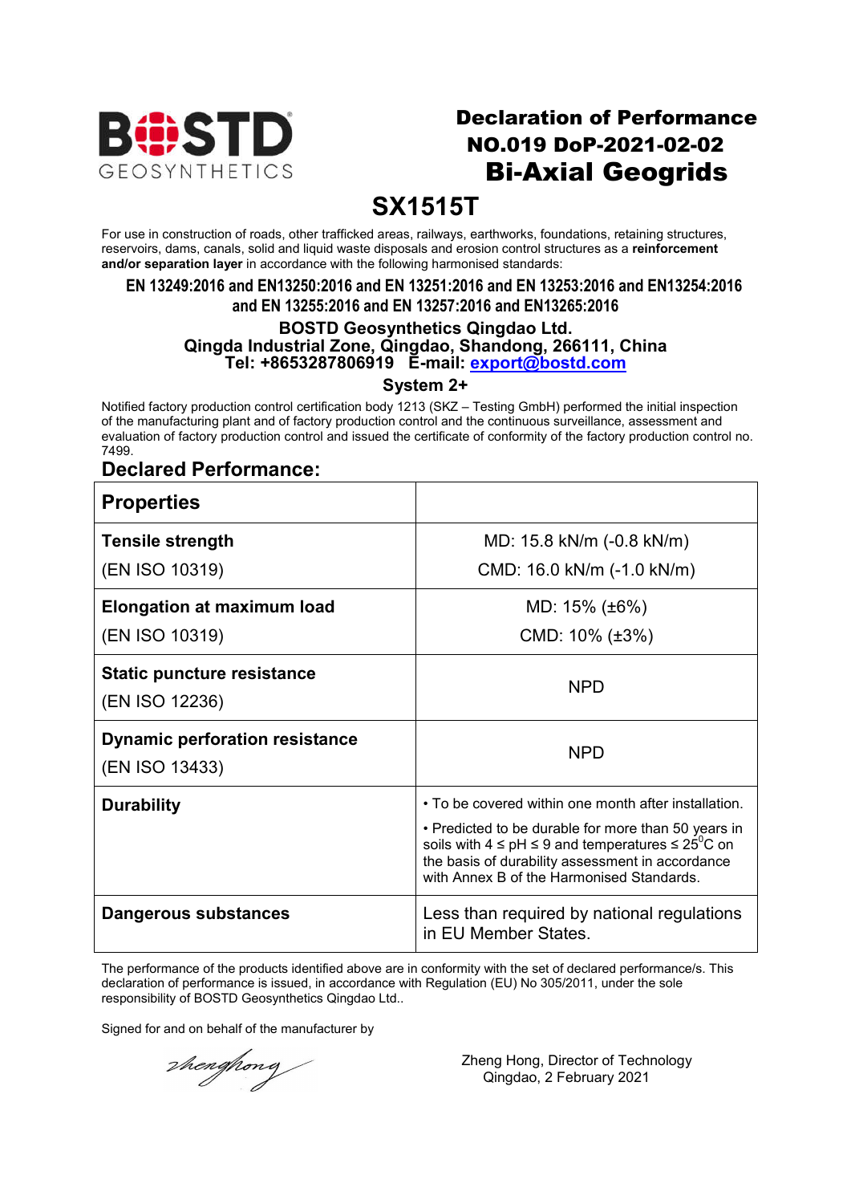BOSTD GEOSYNTHETICS

# Declaration of Performance
## NO.019 DoP-2021-02-02
## Bi-Axial Geogrids

# SX1515T

For use in construction of roads, other trafficked areas, railways, earthworks, foundations, retaining structures, reservoirs, dams, canals, solid and liquid waste disposals and erosion control structures as a **reinforcement and/or separation layer** in accordance with the following harmonised standards:

**EN 13249:2016 and EN13250:2016 and EN 13251:2016 and EN 13253:2016 and EN13254:2016 and EN 13255:2016 and EN 13257:2016 and EN13265:2016**

**BOSTD Geosynthetics Qingdao Ltd.**
**Qingda Industrial Zone, Qingdao, Shandong, 266111, China**
**Tel: +8653287806919 E-mail: export@bostd.com**

**System 2+**

Notified factory production control certification body 1213 (SKZ – Testing GmbH) performed the initial inspection of the manufacturing plant and of factory production control and the continuous surveillance, assessment and evaluation of factory production control and issued the certificate of conformity of the factory production control no. 7499.

## Declared Performance:

| **Properties** | |
|---|---|
| **Tensile strength** (EN ISO 10319) | MD: 15.8 kN/m (-0.8 kN/m)<br>CMD: 16.0 kN/m (-1.0 kN/m) |
| **Elongation at maximum load** (EN ISO 10319) | MD: 15% (±6%)<br>CMD: 10% (±3%) |
| **Static puncture resistance** (EN ISO 12236) | NPD |
| **Dynamic perforation resistance** (EN ISO 13433) | NPD |
| **Durability** | • To be covered within one month after installation.<br>• Predicted to be durable for more than 50 years in soils with 4 ≤ pH ≤ 9 and temperatures ≤ 25$^{0}$C on the basis of durability assessment in accordance with Annex B of the Harmonised Standards. |
| **Dangerous substances** | Less than required by national regulations in EU Member States. |

The performance of the products identified above are in conformity with the set of declared performance/s. This declaration of performance is issued, in accordance with Regulation (EU) No 305/2011, under the sole responsibility of BOSTD Geosynthetics Qingdao Ltd..

Signed for and on behalf of the manufacturer by

zhenghong

Zheng Hong, Director of Technology
Qingdao, 2 February 2021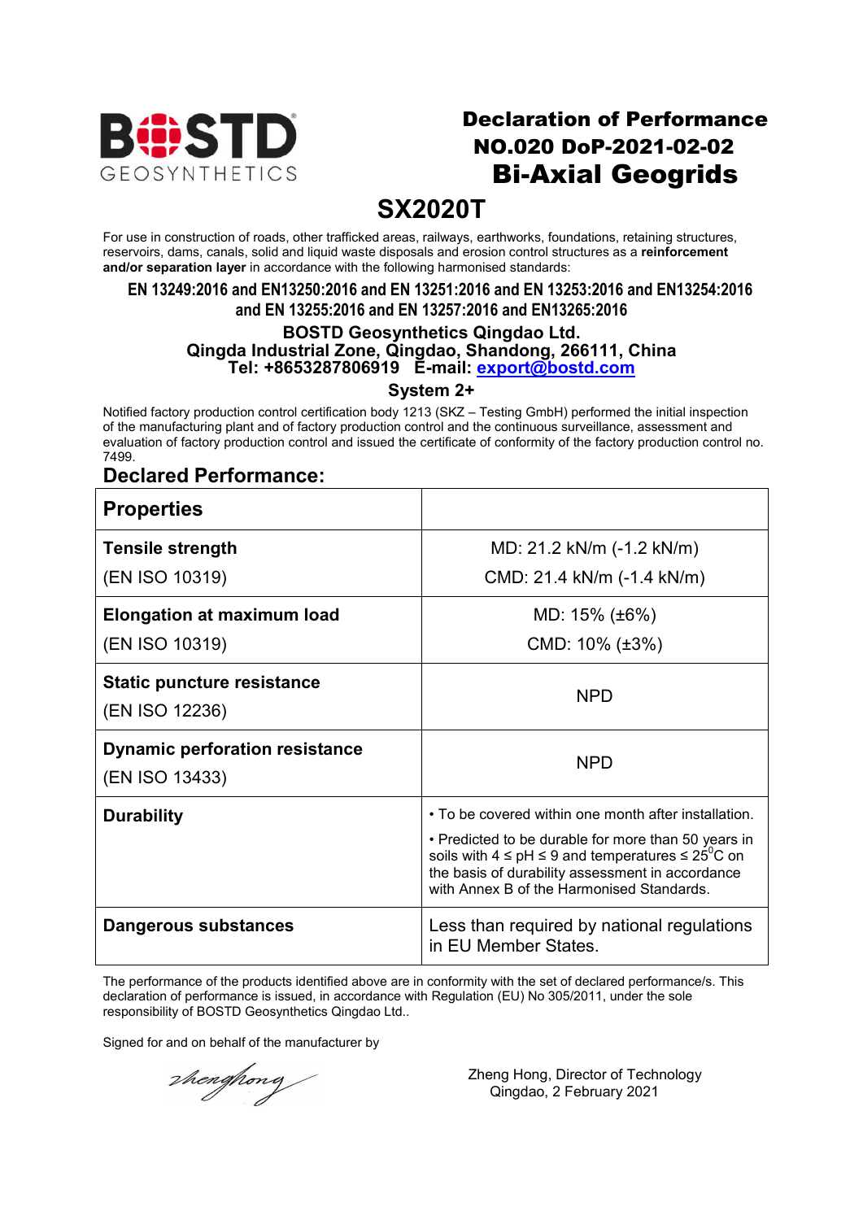BOSTD GEOSYNTHETICS

# Declaration of Performance
## NO.020 DoP-2021-02-02
# Bi-Axial Geogrids

# SX2020T

For use in construction of roads, other trafficked areas, railways, earthworks, foundations, retaining structures, reservoirs, dams, canals, solid and liquid waste disposals and erosion control structures as a **reinforcement and/or separation layer** in accordance with the following harmonised standards:

**EN 13249:2016 and EN13250:2016 and EN 13251:2016 and EN 13253:2016 and EN13254:2016 and EN 13255:2016 and EN 13257:2016 and EN13265:2016**

**BOSTD Geosynthetics Qingdao Ltd.**
**Qingda Industrial Zone, Qingdao, Shandong, 266111, China**
**Tel: +8653287806919 E-mail: export@bostd.com**

**System 2+**

Notified factory production control certification body 1213 (SKZ – Testing GmbH) performed the initial inspection of the manufacturing plant and of factory production control and the continuous surveillance, assessment and evaluation of factory production control and issued the certificate of conformity of the factory production control no. 7499.

## Declared Performance:

| **Properties** | |
|---|---|
| **Tensile strength** (EN ISO 10319) | MD: 21.2 kN/m (-1.2 kN/m)<br>CMD: 21.4 kN/m (-1.4 kN/m) |
| **Elongation at maximum load** (EN ISO 10319) | MD: 15% (±6%)<br>CMD: 10% (±3%) |
| **Static puncture resistance** (EN ISO 12236) | NPD |
| **Dynamic perforation resistance** (EN ISO 13433) | NPD |
| **Durability** | • To be covered within one month after installation.<br>• Predicted to be durable for more than 50 years in soils with 4 ≤ pH ≤ 9 and temperatures ≤ 25°C on the basis of durability assessment in accordance with Annex B of the Harmonised Standards. |
| **Dangerous substances** | Less than required by national regulations in EU Member States. |

The performance of the products identified above are in conformity with the set of declared performance/s. This declaration of performance is issued, in accordance with Regulation (EU) No 305/2011, under the sole responsibility of BOSTD Geosynthetics Qingdao Ltd..

Signed for and on behalf of the manufacturer by

zhenghong

Zheng Hong, Director of Technology
Qingdao, 2 February 2021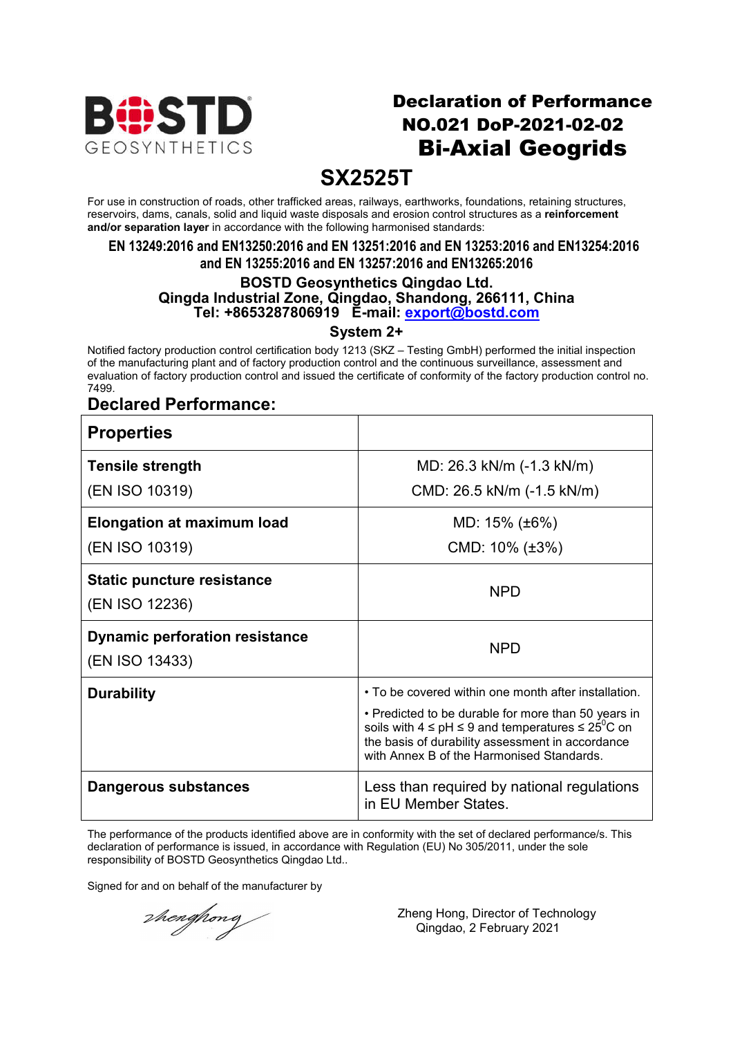BOSTD GEOSYNTHETICS

# Declaration of Performance
## NO.021 DoP-2021-02-02
## Bi-Axial Geogrids

# SX2525T

For use in construction of roads, other trafficked areas, railways, earthworks, foundations, retaining structures, reservoirs, dams, canals, solid and liquid waste disposals and erosion control structures as a **reinforcement and/or separation layer** in accordance with the following harmonised standards:

**EN 13249:2016 and EN13250:2016 and EN 13251:2016 and EN 13253:2016 and EN13254:2016 and EN 13255:2016 and EN 13257:2016 and EN13265:2016**

**BOSTD Geosynthetics Qingdao Ltd.**
**Qingda Industrial Zone, Qingdao, Shandong, 266111, China**
**Tel: +8653287806919 E-mail: export@bostd.com**

**System 2+**

Notified factory production control certification body 1213 (SKZ – Testing GmbH) performed the initial inspection of the manufacturing plant and of factory production control and the continuous surveillance, assessment and evaluation of factory production control and issued the certificate of conformity of the factory production control no. 7499.

## Declared Performance:

| **Properties** | |
|---|---|
| **Tensile strength** (EN ISO 10319) | MD: 26.3 kN/m (-1.3 kN/m)<br>CMD: 26.5 kN/m (-1.5 kN/m) |
| **Elongation at maximum load** (EN ISO 10319) | MD: 15% (±6%)<br>CMD: 10% (±3%) |
| **Static puncture resistance** (EN ISO 12236) | NPD |
| **Dynamic perforation resistance** (EN ISO 13433) | NPD |
| **Durability** | • To be covered within one month after installation.<br>• Predicted to be durable for more than 50 years in soils with 4 ≤ pH ≤ 9 and temperatures ≤ 25°C on the basis of durability assessment in accordance with Annex B of the Harmonised Standards. |
| **Dangerous substances** | Less than required by national regulations in EU Member States. |

The performance of the products identified above are in conformity with the set of declared performance/s. This declaration of performance is issued, in accordance with Regulation (EU) No 305/2011, under the sole responsibility of BOSTD Geosynthetics Qingdao Ltd..

Signed for and on behalf of the manufacturer by

Zheng Hong, Director of Technology
Qingdao, 2 February 2021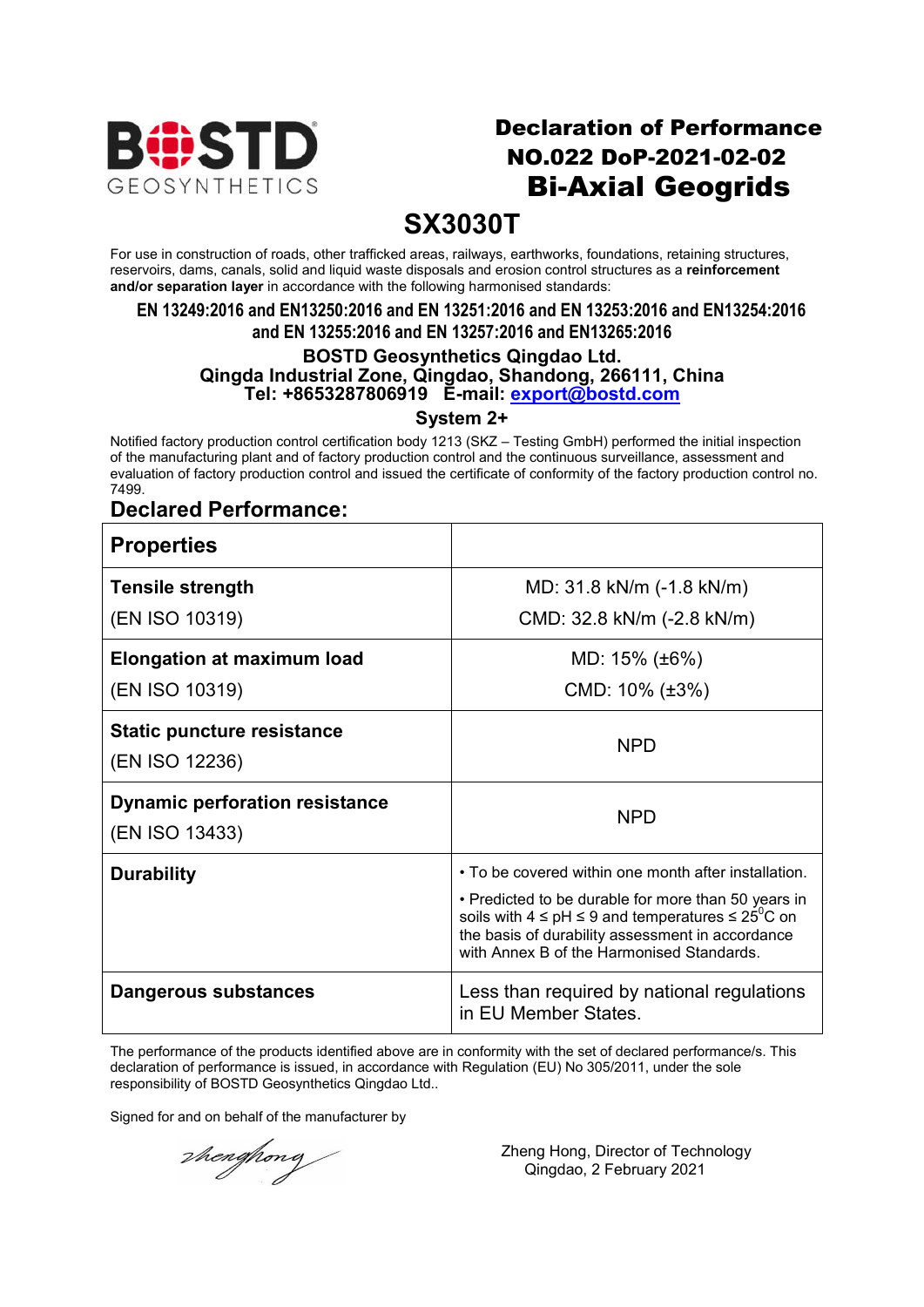# Declaration of Performance
## NO.022 DoP-2021-02-02
# Bi-Axial Geogrids

# SX3030T

For use in construction of roads, other trafficked areas, railways, earthworks, foundations, retaining structures, reservoirs, dams, canals, solid and liquid waste disposals and erosion control structures as a **reinforcement and/or separation layer** in accordance with the following harmonised standards:

**EN 13249:2016 and EN13250:2016 and EN 13251:2016 and EN 13253:2016 and EN13254:2016 and EN 13255:2016 and EN 13257:2016 and EN13265:2016**

**BOSTD Geosynthetics Qingdao Ltd.**
**Qingda Industrial Zone, Qingdao, Shandong, 266111, China**
**Tel: +8653287806919 E-mail: export@bostd.com**

**System 2+**

Notified factory production control certification body 1213 (SKZ – Testing GmbH) performed the initial inspection of the manufacturing plant and of factory production control and the continuous surveillance, assessment and evaluation of factory production control and issued the certificate of conformity of the factory production control no. 7499.

## Declared Performance:

| Properties | |
|---|---|
| **Tensile strength** (EN ISO 10319) | MD: 31.8 kN/m (-1.8 kN/m)<br>CMD: 32.8 kN/m (-2.8 kN/m) |
| **Elongation at maximum load** (EN ISO 10319) | MD: 15% (±6%)<br>CMD: 10% (±3%) |
| **Static puncture resistance** (EN ISO 12236) | NPD |
| **Dynamic perforation resistance** (EN ISO 13433) | NPD |
| **Durability** | • To be covered within one month after installation.<br>• Predicted to be durable for more than 50 years in soils with 4 ≤ pH ≤ 9 and temperatures ≤ 25°C on the basis of durability assessment in accordance with Annex B of the Harmonised Standards. |
| **Dangerous substances** | Less than required by national regulations in EU Member States. |

The performance of the products identified above are in conformity with the set of declared performance/s. This declaration of performance is issued, in accordance with Regulation (EU) No 305/2011, under the sole responsibility of BOSTD Geosynthetics Qingdao Ltd..

Signed for and on behalf of the manufacturer by

zhenghong

Zheng Hong, Director of Technology
Qingdao, 2 February 2021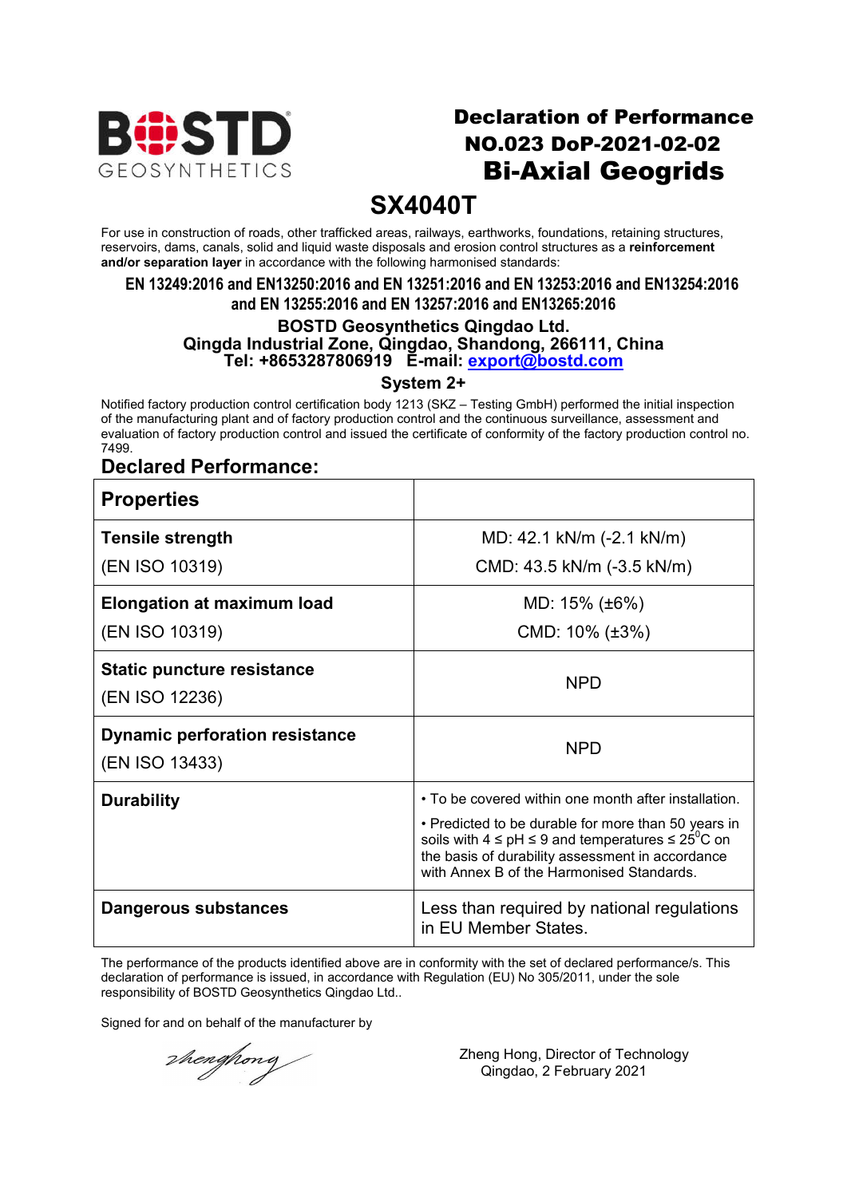BOSTD GEOSYNTHETICS

# Declaration of Performance

## NO.023 DoP-2021-02-02

## Bi-Axial Geogrids

# SX4040T

For use in construction of roads, other trafficked areas, railways, earthworks, foundations, retaining structures, reservoirs, dams, canals, solid and liquid waste disposals and erosion control structures as a **reinforcement and/or separation layer** in accordance with the following harmonised standards:

**EN 13249:2016 and EN13250:2016 and EN 13251:2016 and EN 13253:2016 and EN13254:2016 and EN 13255:2016 and EN 13257:2016 and EN13265:2016**

**BOSTD Geosynthetics Qingdao Ltd.**
**Qingda Industrial Zone, Qingdao, Shandong, 266111, China**
**Tel: +8653287806919 E-mail: export@bostd.com**

**System 2+**

Notified factory production control certification body 1213 (SKZ – Testing GmbH) performed the initial inspection of the manufacturing plant and of factory production control and the continuous surveillance, assessment and evaluation of factory production control and issued the certificate of conformity of the factory production control no. 7499.

## Declared Performance:

| Properties | |
|---|---|
| **Tensile strength** (EN ISO 10319) | MD: 42.1 kN/m (-2.1 kN/m)<br>CMD: 43.5 kN/m (-3.5 kN/m) |
| **Elongation at maximum load** (EN ISO 10319) | MD: 15% (±6%)<br>CMD: 10% (±3%) |
| **Static puncture resistance** (EN ISO 12236) | NPD |
| **Dynamic perforation resistance** (EN ISO 13433) | NPD |
| **Durability** | • To be covered within one month after installation.<br>• Predicted to be durable for more than 50 years in soils with 4 ≤ pH ≤ 9 and temperatures ≤ 25°C on the basis of durability assessment in accordance with Annex B of the Harmonised Standards. |
| **Dangerous substances** | Less than required by national regulations in EU Member States. |

The performance of the products identified above are in conformity with the set of declared performance/s. This declaration of performance is issued, in accordance with Regulation (EU) No 305/2011, under the sole responsibility of BOSTD Geosynthetics Qingdao Ltd..

Signed for and on behalf of the manufacturer by

zhenghong

Zheng Hong, Director of Technology
Qingdao, 2 February 2021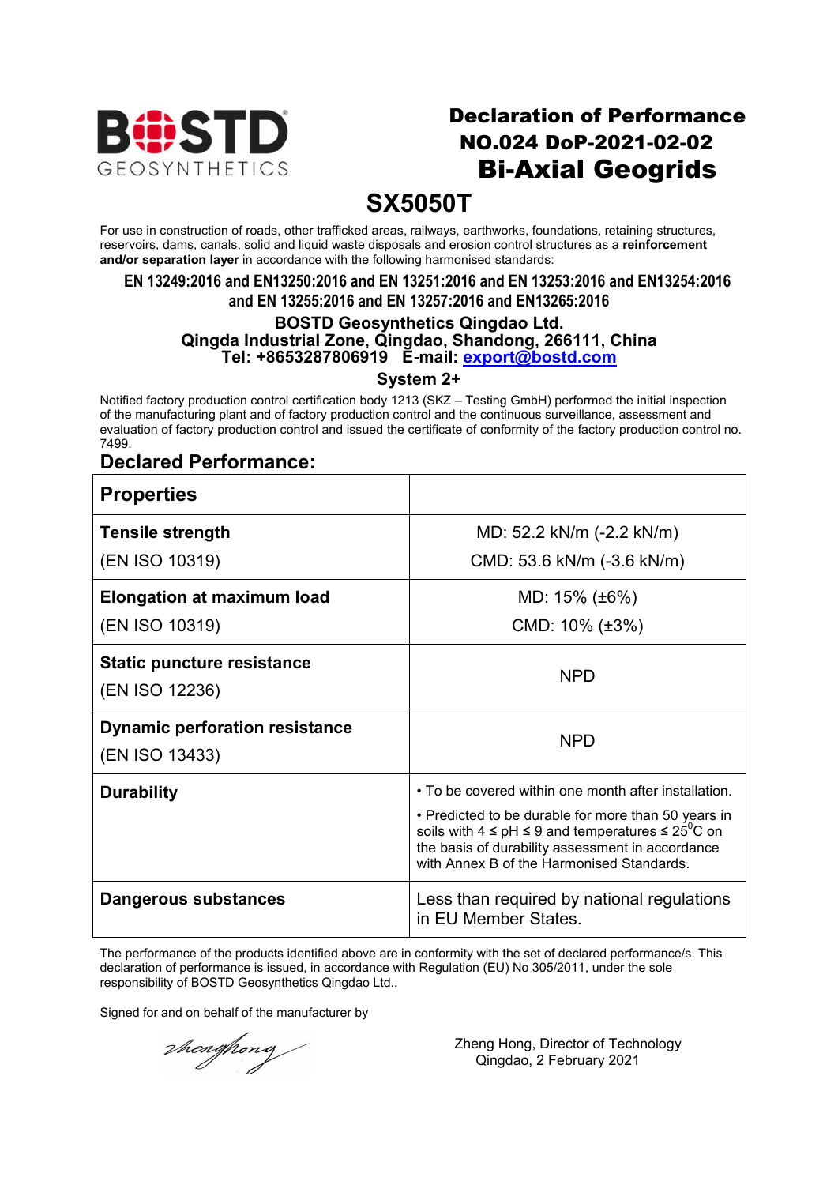BOSTD GEOSYNTHETICS

# Declaration of Performance
## NO.024 DoP-2021-02-02
## Bi-Axial Geogrids

# SX5050T

For use in construction of roads, other trafficked areas, railways, earthworks, foundations, retaining structures, reservoirs, dams, canals, solid and liquid waste disposals and erosion control structures as a **reinforcement and/or separation layer** in accordance with the following harmonised standards:

**EN 13249:2016 and EN13250:2016 and EN 13251:2016 and EN 13253:2016 and EN13254:2016 and EN 13255:2016 and EN 13257:2016 and EN13265:2016**

**BOSTD Geosynthetics Qingdao Ltd.**
**Qingda Industrial Zone, Qingdao, Shandong, 266111, China**
**Tel: +8653287806919 E-mail: export@bostd.com**

**System 2+**

Notified factory production control certification body 1213 (SKZ – Testing GmbH) performed the initial inspection of the manufacturing plant and of factory production control and the continuous surveillance, assessment and evaluation of factory production control and issued the certificate of conformity of the factory production control no. 7499.

## Declared Performance:

| Properties | |
|---|---|
| **Tensile strength** (EN ISO 10319) | MD: 52.2 kN/m (-2.2 kN/m) CMD: 53.6 kN/m (-3.6 kN/m) |
| **Elongation at maximum load** (EN ISO 10319) | MD: 15% (±6%) CMD: 10% (±3%) |
| **Static puncture resistance** (EN ISO 12236) | NPD |
| **Dynamic perforation resistance** (EN ISO 13433) | NPD |
| **Durability** | • To be covered within one month after installation. • Predicted to be durable for more than 50 years in soils with 4 ≤ pH ≤ 9 and temperatures ≤ 25°C on the basis of durability assessment in accordance with Annex B of the Harmonised Standards. |
| **Dangerous substances** | Less than required by national regulations in EU Member States. |

The performance of the products identified above are in conformity with the set of declared performance/s. This declaration of performance is issued, in accordance with Regulation (EU) No 305/2011, under the sole responsibility of BOSTD Geosynthetics Qingdao Ltd..

Signed for and on behalf of the manufacturer by

zhenghong

Zheng Hong, Director of Technology
Qingdao, 2 February 2021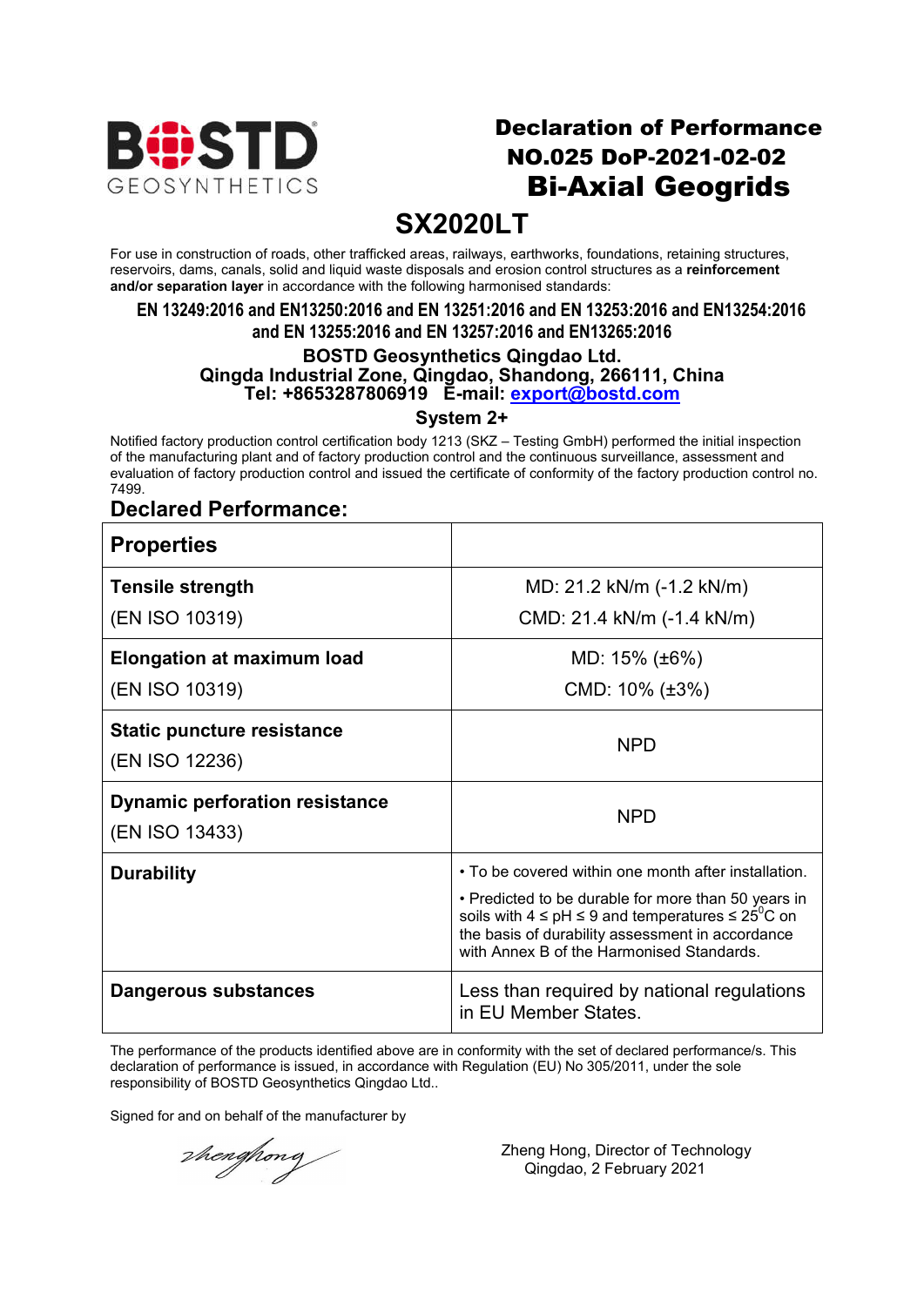BOSTD GEOSYNTHETICS

# Declaration of Performance
## NO.025 DoP-2021-02-02
## Bi-Axial Geogrids

# SX2020LT

For use in construction of roads, other trafficked areas, railways, earthworks, foundations, retaining structures, reservoirs, dams, canals, solid and liquid waste disposals and erosion control structures as a **reinforcement and/or separation layer** in accordance with the following harmonised standards:

**EN 13249:2016 and EN13250:2016 and EN 13251:2016 and EN 13253:2016 and EN13254:2016 and EN 13255:2016 and EN 13257:2016 and EN13265:2016**

**BOSTD Geosynthetics Qingdao Ltd.**
**Qingda Industrial Zone, Qingdao, Shandong, 266111, China**
**Tel: +8653287806919 E-mail: export@bostd.com**

**System 2+**

Notified factory production control certification body 1213 (SKZ – Testing GmbH) performed the initial inspection of the manufacturing plant and of factory production control and the continuous surveillance, assessment and evaluation of factory production control and issued the certificate of conformity of the factory production control no. 7499.

## Declared Performance:

| **Properties** | |
|---|---|
| **Tensile strength** (EN ISO 10319) | MD: 21.2 kN/m (-1.2 kN/m)<br>CMD: 21.4 kN/m (-1.4 kN/m) |
| **Elongation at maximum load** (EN ISO 10319) | MD: 15% (±6%)<br>CMD: 10% (±3%) |
| **Static puncture resistance** (EN ISO 12236) | NPD |
| **Dynamic perforation resistance** (EN ISO 13433) | NPD |
| **Durability** | • To be covered within one month after installation.<br>• Predicted to be durable for more than 50 years in soils with 4 ≤ pH ≤ 9 and temperatures ≤ 25°C on the basis of durability assessment in accordance with Annex B of the Harmonised Standards. |
| **Dangerous substances** | Less than required by national regulations in EU Member States. |

The performance of the products identified above are in conformity with the set of declared performance/s. This declaration of performance is issued, in accordance with Regulation (EU) No 305/2011, under the sole responsibility of BOSTD Geosynthetics Qingdao Ltd..

Signed for and on behalf of the manufacturer by

Zheng Hong, Director of Technology
Qingdao, 2 February 2021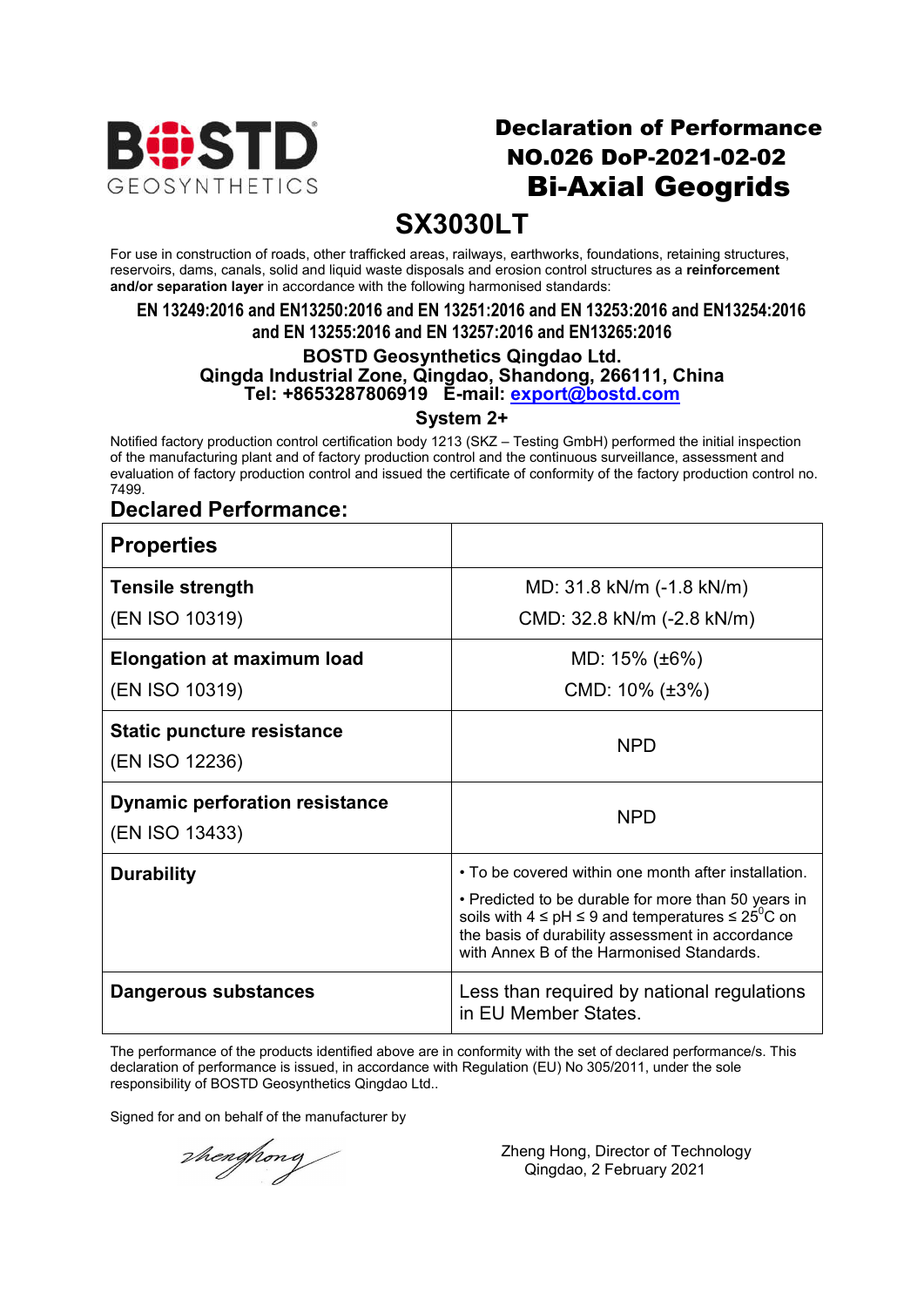# Declaration of Performance
## NO.026 DoP-2021-02-02
## Bi-Axial Geogrids
## SX3030LT

For use in construction of roads, other trafficked areas, railways, earthworks, foundations, retaining structures, reservoirs, dams, canals, solid and liquid waste disposals and erosion control structures as a **reinforcement and/or separation layer** in accordance with the following harmonised standards:

**EN 13249:2016 and EN13250:2016 and EN 13251:2016 and EN 13253:2016 and EN13254:2016 and EN 13255:2016 and EN 13257:2016 and EN13265:2016**

**BOSTD Geosynthetics Qingdao Ltd.**
**Qingda Industrial Zone, Qingdao, Shandong, 266111, China**
**Tel: +8653287806919 E-mail: export@bostd.com**

**System 2+**

Notified factory production control certification body 1213 (SKZ – Testing GmbH) performed the initial inspection of the manufacturing plant and of factory production control and the continuous surveillance, assessment and evaluation of factory production control and issued the certificate of conformity of the factory production control no. 7499.

## Declared Performance:

| Properties | |
|---|---|
| **Tensile strength** (EN ISO 10319) | MD: 31.8 kN/m (-1.8 kN/m)<br>CMD: 32.8 kN/m (-2.8 kN/m) |
| **Elongation at maximum load** (EN ISO 10319) | MD: 15% (±6%)<br>CMD: 10% (±3%) |
| **Static puncture resistance** (EN ISO 12236) | NPD |
| **Dynamic perforation resistance** (EN ISO 13433) | NPD |
| **Durability** | • To be covered within one month after installation.<br>• Predicted to be durable for more than 50 years in soils with 4 ≤ pH ≤ 9 and temperatures ≤ 25°C on the basis of durability assessment in accordance with Annex B of the Harmonised Standards. |
| **Dangerous substances** | Less than required by national regulations in EU Member States. |

The performance of the products identified above are in conformity with the set of declared performance/s. This declaration of performance is issued, in accordance with Regulation (EU) No 305/2011, under the sole responsibility of BOSTD Geosynthetics Qingdao Ltd..

Signed for and on behalf of the manufacturer by

Zheng Hong, Director of Technology
Qingdao, 2 February 2021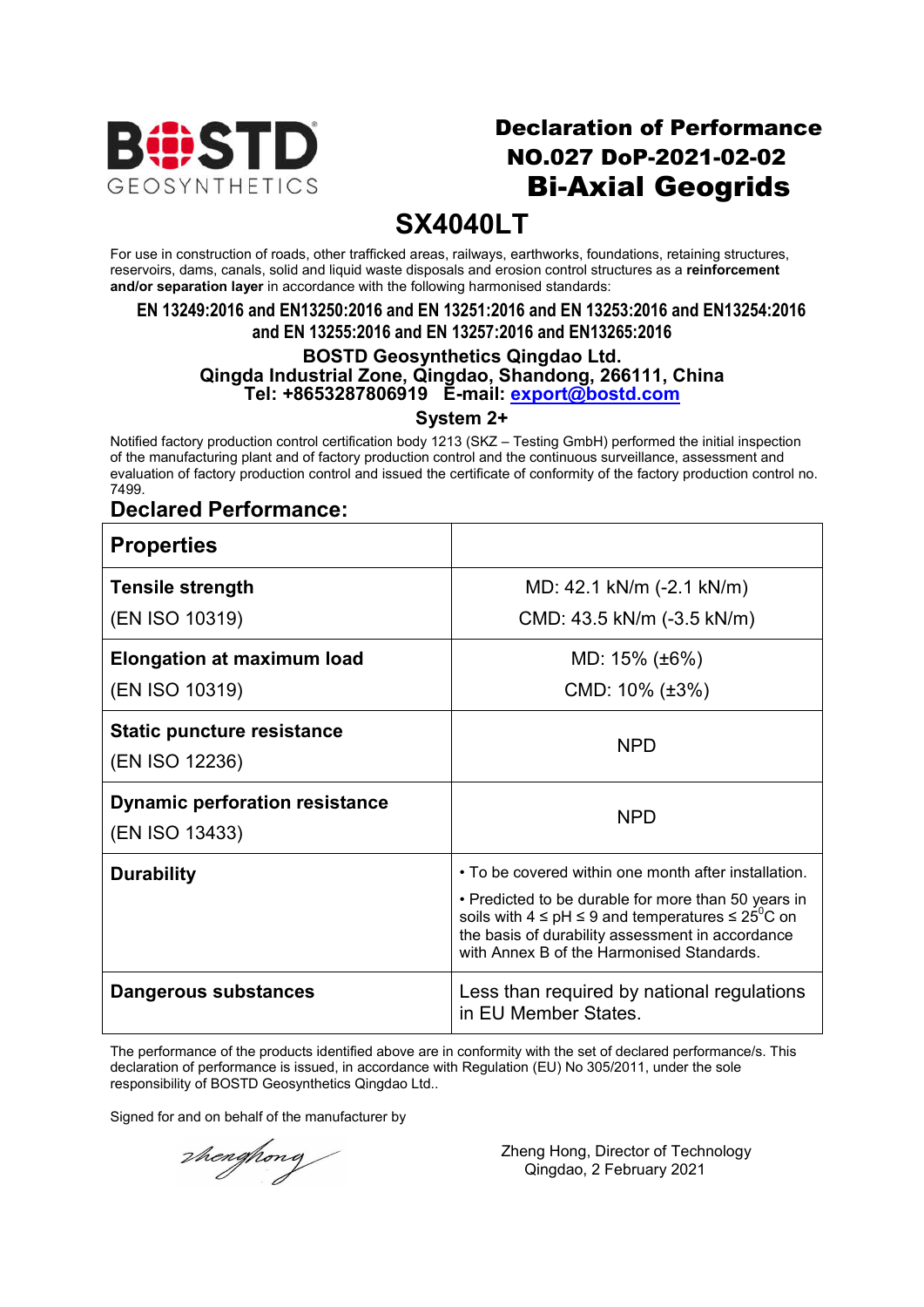BOSTD GEOSYNTHETICS

# Declaration of Performance
## NO.027 DoP-2021-02-02
## Bi-Axial Geogrids

# SX4040LT

For use in construction of roads, other trafficked areas, railways, earthworks, foundations, retaining structures, reservoirs, dams, canals, solid and liquid waste disposals and erosion control structures as a **reinforcement and/or separation layer** in accordance with the following harmonised standards:

**EN 13249:2016 and EN13250:2016 and EN 13251:2016 and EN 13253:2016 and EN13254:2016 and EN 13255:2016 and EN 13257:2016 and EN13265:2016**

**BOSTD Geosynthetics Qingdao Ltd.**
**Qingda Industrial Zone, Qingdao, Shandong, 266111, China**
**Tel: +8653287806919 E-mail: export@bostd.com**

**System 2+**

Notified factory production control certification body 1213 (SKZ – Testing GmbH) performed the initial inspection of the manufacturing plant and of factory production control and the continuous surveillance, assessment and evaluation of factory production control and issued the certificate of conformity of the factory production control no. 7499.

## Declared Performance:

| Properties | |
|---|---|
| **Tensile strength** (EN ISO 10319) | MD: 42.1 kN/m (-2.1 kN/m)<br>CMD: 43.5 kN/m (-3.5 kN/m) |
| **Elongation at maximum load** (EN ISO 10319) | MD: 15% (±6%)<br>CMD: 10% (±3%) |
| **Static puncture resistance** (EN ISO 12236) | NPD |
| **Dynamic perforation resistance** (EN ISO 13433) | NPD |
| **Durability** | • To be covered within one month after installation.<br>• Predicted to be durable for more than 50 years in soils with 4 ≤ pH ≤ 9 and temperatures ≤ 25°C on the basis of durability assessment in accordance with Annex B of the Harmonised Standards. |
| **Dangerous substances** | Less than required by national regulations in EU Member States. |

The performance of the products identified above are in conformity with the set of declared performance/s. This declaration of performance is issued, in accordance with Regulation (EU) No 305/2011, under the sole responsibility of BOSTD Geosynthetics Qingdao Ltd..

Signed for and on behalf of the manufacturer by

zhenghong

Zheng Hong, Director of Technology
Qingdao, 2 February 2021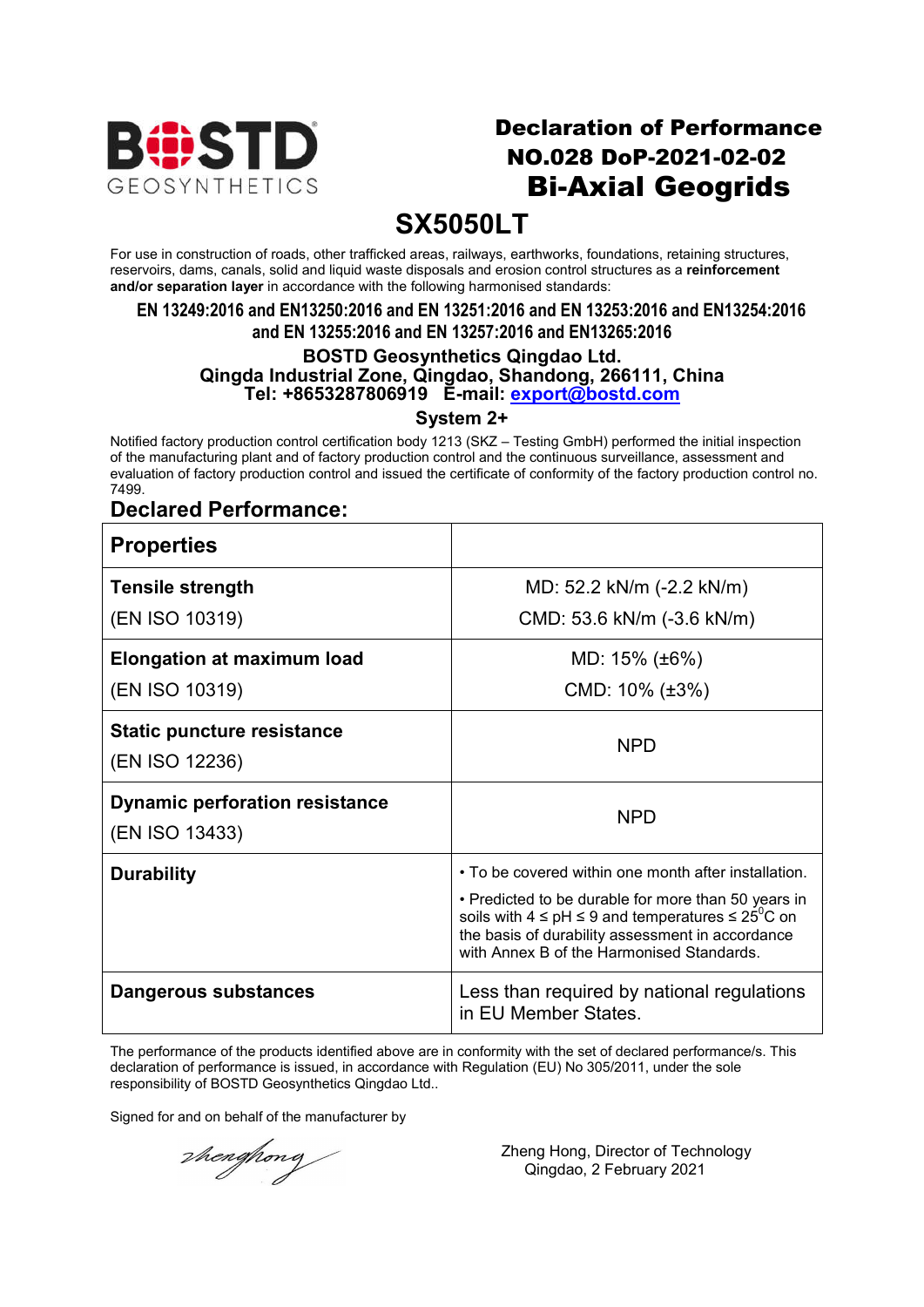BOSTD GEOSYNTHETICS

# Declaration of Performance
## NO.028 DoP-2021-02-02
## Bi-Axial Geogrids

# SX5050LT

For use in construction of roads, other trafficked areas, railways, earthworks, foundations, retaining structures, reservoirs, dams, canals, solid and liquid waste disposals and erosion control structures as a **reinforcement and/or separation layer** in accordance with the following harmonised standards:

**EN 13249:2016 and EN13250:2016 and EN 13251:2016 and EN 13253:2016 and EN13254:2016 and EN 13255:2016 and EN 13257:2016 and EN13265:2016**

**BOSTD Geosynthetics Qingdao Ltd.**
**Qingda Industrial Zone, Qingdao, Shandong, 266111, China**
**Tel: +8653287806919 E-mail: export@bostd.com**

**System 2+**

Notified factory production control certification body 1213 (SKZ – Testing GmbH) performed the initial inspection of the manufacturing plant and of factory production control and the continuous surveillance, assessment and evaluation of factory production control and issued the certificate of conformity of the factory production control no. 7499.

## Declared Performance:

| **Properties** | |
|---|---|
| **Tensile strength**<br>(EN ISO 10319) | MD: 52.2 kN/m (-2.2 kN/m)<br>CMD: 53.6 kN/m (-3.6 kN/m) |
| **Elongation at maximum load**<br>(EN ISO 10319) | MD: 15% (±6%)<br>CMD: 10% (±3%) |
| **Static puncture resistance**<br>(EN ISO 12236) | NPD |
| **Dynamic perforation resistance**<br>(EN ISO 13433) | NPD |
| **Durability** | • To be covered within one month after installation.<br>• Predicted to be durable for more than 50 years in soils with 4 ≤ pH ≤ 9 and temperatures ≤ 25$^{0}$C on the basis of durability assessment in accordance with Annex B of the Harmonised Standards. |
| **Dangerous substances** | Less than required by national regulations in EU Member States. |

The performance of the products identified above are in conformity with the set of declared performance/s. This declaration of performance is issued, in accordance with Regulation (EU) No 305/2011, under the sole responsibility of BOSTD Geosynthetics Qingdao Ltd..

Signed for and on behalf of the manufacturer by

zhenghong

Zheng Hong, Director of Technology
Qingdao, 2 February 2021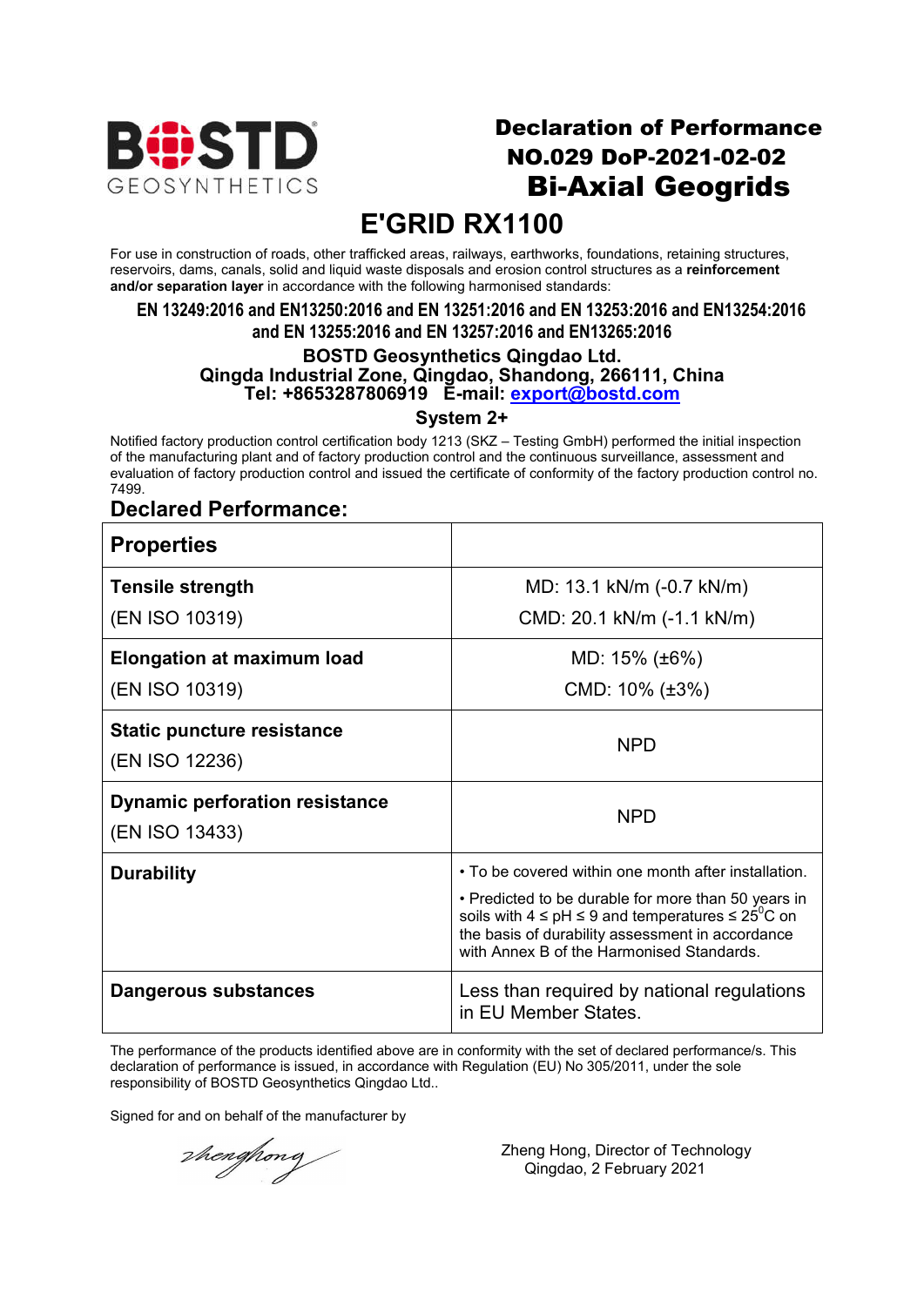BOSTD GEOSYNTHETICS

# Declaration of Performance
## NO.029 DoP-2021-02-02
## Bi-Axial Geogrids

# E'GRID RX1100

For use in construction of roads, other trafficked areas, railways, earthworks, foundations, retaining structures, reservoirs, dams, canals, solid and liquid waste disposals and erosion control structures as a **reinforcement and/or separation layer** in accordance with the following harmonised standards:

**EN 13249:2016 and EN13250:2016 and EN 13251:2016 and EN 13253:2016 and EN13254:2016 and EN 13255:2016 and EN 13257:2016 and EN13265:2016**

**BOSTD Geosynthetics Qingdao Ltd.**
**Qingda Industrial Zone, Qingdao, Shandong, 266111, China**
**Tel: +8653287806919 E-mail: export@bostd.com**

**System 2+**

Notified factory production control certification body 1213 (SKZ – Testing GmbH) performed the initial inspection of the manufacturing plant and of factory production control and the continuous surveillance, assessment and evaluation of factory production control and issued the certificate of conformity of the factory production control no. 7499.

## Declared Performance:

| Properties | |
|---|---|
| **Tensile strength** (EN ISO 10319) | MD: 13.1 kN/m (-0.7 kN/m)<br>CMD: 20.1 kN/m (-1.1 kN/m) |
| **Elongation at maximum load** (EN ISO 10319) | MD: 15% (±6%)<br>CMD: 10% (±3%) |
| **Static puncture resistance** (EN ISO 12236) | NPD |
| **Dynamic perforation resistance** (EN ISO 13433) | NPD |
| **Durability** | • To be covered within one month after installation.<br>• Predicted to be durable for more than 50 years in soils with 4 ≤ pH ≤ 9 and temperatures ≤ 25$^{0}$C on the basis of durability assessment in accordance with Annex B of the Harmonised Standards. |
| **Dangerous substances** | Less than required by national regulations in EU Member States. |

The performance of the products identified above are in conformity with the set of declared performance/s. This declaration of performance is issued, in accordance with Regulation (EU) No 305/2011, under the sole responsibility of BOSTD Geosynthetics Qingdao Ltd..

Signed for and on behalf of the manufacturer by

Zheng Hong, Director of Technology
Qingdao, 2 February 2021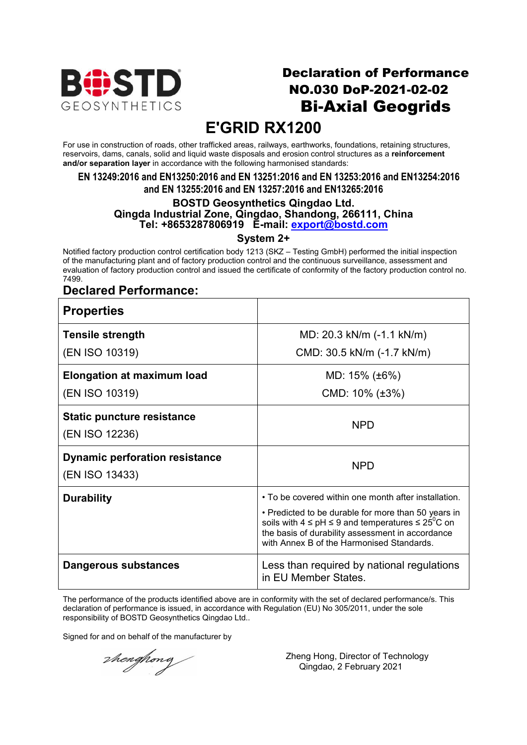BOSTD GEOSYNTHETICS

# Declaration of Performance
## NO.030 DoP-2021-02-02
## Bi-Axial Geogrids

# E'GRID RX1200

For use in construction of roads, other trafficked areas, railways, earthworks, foundations, retaining structures, reservoirs, dams, canals, solid and liquid waste disposals and erosion control structures as a **reinforcement and/or separation layer** in accordance with the following harmonised standards:

**EN 13249:2016 and EN13250:2016 and EN 13251:2016 and EN 13253:2016 and EN13254:2016 and EN 13255:2016 and EN 13257:2016 and EN13265:2016**

**BOSTD Geosynthetics Qingdao Ltd.**
**Qingda Industrial Zone, Qingdao, Shandong, 266111, China**
**Tel: +8653287806919 E-mail: export@bostd.com**

**System 2+**

Notified factory production control certification body 1213 (SKZ – Testing GmbH) performed the initial inspection of the manufacturing plant and of factory production control and the continuous surveillance, assessment and evaluation of factory production control and issued the certificate of conformity of the factory production control no. 7499.

## Declared Performance:

| **Properties** | |
|---|---|
| **Tensile strength** (EN ISO 10319) | MD: 20.3 kN/m (-1.1 kN/m)<br>CMD: 30.5 kN/m (-1.7 kN/m) |
| **Elongation at maximum load** (EN ISO 10319) | MD: 15% (±6%)<br>CMD: 10% (±3%) |
| **Static puncture resistance** (EN ISO 12236) | NPD |
| **Dynamic perforation resistance** (EN ISO 13433) | NPD |
| **Durability** | • To be covered within one month after installation.<br>• Predicted to be durable for more than 50 years in soils with $4 \leq pH \leq 9$ and temperatures $\leq 25^0C$ on the basis of durability assessment in accordance with Annex B of the Harmonised Standards. |
| **Dangerous substances** | Less than required by national regulations in EU Member States. |

The performance of the products identified above are in conformity with the set of declared performance/s. This declaration of performance is issued, in accordance with Regulation (EU) No 305/2011, under the sole responsibility of BOSTD Geosynthetics Qingdao Ltd..

Signed for and on behalf of the manufacturer by

Zheng Hong, Director of Technology
Qingdao, 2 February 2021